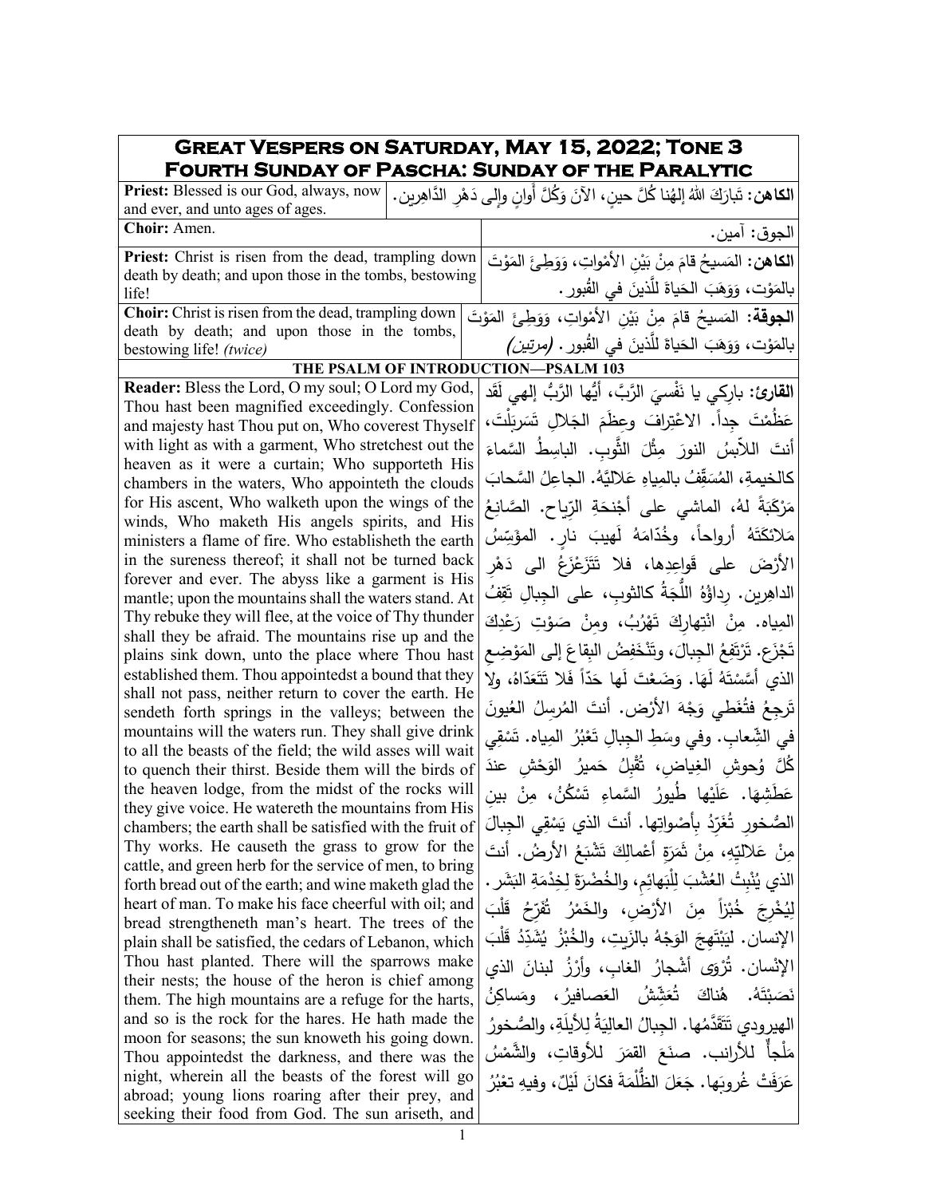# Great Vespers on Saturday, May 15, 2022; Tone 3
# Fourth Sunday of Pascha: Sunday of the Paralytic

| | |
|---|---|
| **Priest:** Blessed is our God, always, now and ever, and unto ages of ages. | **الكاهن:** تَبارَكَ اللهُ إلهُنا كُلَّ حينٍ، الآنَ وَكُلَّ أوانٍ وإلى دَهْرِ الدَّاهِرين. |
| **Choir:** Amen. | الجوق: آمين. |
| **Priest:** Christ is risen from the dead, trampling down death by death; and upon those in the tombs, bestowing life! | **الكاهن:** المَسيحُ قامَ مِنْ بَيْنِ الأمْواتِ، وَوَطِئَ المَوْتَ بالمَوْت، وَوَهَبَ الحَياةَ لِلَّذينَ في القُبور. |
| **Choir:** Christ is risen from the dead, trampling down death by death; and upon those in the tombs, bestowing life! *(twice)* | **الجوقة:** المَسيحُ قامَ مِنْ بَيْنِ الأمْواتِ، وَوَطِئَ المَوْتَ بالمَوْت، وَوَهَبَ الحَياةَ لِلَّذينَ في القُبور. *(مرتين)* |

## THE PSALM OF INTRODUCTION—PSALM 103

| | |
|---|---|
| **Reader:** Bless the Lord, O my soul; O Lord my God, Thou hast been magnified exceedingly. Confession and majesty hast Thou put on, Who coverest Thyself with light as with a garment, Who stretchest out the heaven as it were a curtain; Who supporteth His chambers in the waters, Who appointeth the clouds for His ascent, Who walketh upon the wings of the winds, Who maketh His angels spirits, and His ministers a flame of fire. Who establisheth the earth in the sureness thereof; it shall not be turned back forever and ever. The abyss like a garment is His mantle; upon the mountains shall the waters stand. At Thy rebuke they will flee, at the voice of Thy thunder shall they be afraid. The mountains rise up and the plains sink down, unto the place where Thou hast established them. Thou appointedst a bound that they shall not pass, neither return to cover the earth. He sendeth forth springs in the valleys; between the mountains will the waters run. They shall give drink to all the beasts of the field; the wild asses will wait to quench their thirst. Beside them will the birds of the heaven lodge, from the midst of the rocks will they give voice. He watereth the mountains from His chambers; the earth shall be satisfied with the fruit of Thy works. He causeth the grass to grow for the cattle, and green herb for the service of men, to bring forth bread out of the earth; and wine maketh glad the heart of man. To make his face cheerful with oil; and bread strengtheneth man's heart. The trees of the plain shall be satisfied, the cedars of Lebanon, which Thou hast planted. There will the sparrows make their nests; the house of the heron is chief among them. The high mountains are a refuge for the harts, and so is the rock for the hares. He hath made the moon for seasons; the sun knoweth his going down. Thou appointedst the darkness, and there was the night, wherein all the beasts of the forest will go abroad; young lions roaring after their prey, and seeking their food from God. The sun ariseth, and | **القارئ:** بارِكي يا نَفْسيَ الرَّبَّ، أيُّها الرَّبُّ إلهي لَقَد عَظُمْتَ جِداً. الاعْتِرافَ وعِظَمَ الجَلالِ تَسَربَلْتَ، أنتَ اللاّبسُ النورَ مِثْلَ الثَّوبِ. الباسِطُ السَّماءَ كالخيمةِ، المُسَقِّفُ بالمِياهِ عَلاليَّهُ. الجاعِلُ السَّحابَ مَرْكَبَةً لهُ، الماشي على أجْنحَةِ الرِّياح. الصَّانِعُ مَلائكَتَهُ أرواحاً، وخُدّامَهُ لَهيبَ نارٍ. المؤَسِّسُ الأرْضَ على قَواعِدِها، فلا تَتَزَعْزَعُ الى دَهْرِ الداهِرين. رِداؤهُ اللُّجَةُ كالثوبِ، على الجِبالِ تَقِفُ المِياه. مِنْ انْتِهارِكَ تَهْرُبُ، ومِنْ صَوْتِ رَعْدِكَ تَجْزَع. تَرْتَفِعُ الجِبالَ، وتَنْخَفِضُ البِقاعَ إلى المَوْضِعِ الذي أسَّسْتَهُ لَهَا. وَضَعْتَ لَها حَدّاً فَلا تَتَعَدّاهُ، ولا تَرجِعُ فتُغَطي وَجْهَ الأرْض. أنتَ المُرسِلُ العُيونَ في الشِّعابِ. وفي وسَطِ الجِبالِ تَعْبُرُ المِياه. تَسْقِي كُلَّ وُحوشِ الغِياضِ، تُقْبِلُ حَميرُ الوَحْشِ عندَ عَطَشِهَا. عَلَيْها طُيورُ السَّماءِ تَسْكُنُ، مِنْ بينِ الصُّخورِ تُغَرِّدُ بأصْواتِها. أنتَ الذي يَسْقِي الجِبالَ مِنْ عَلاليّهِ، مِنْ ثَمَرَةِ أعْمالِكَ تَشْبَعُ الأرضُ. أنتَ الذي يُنْبِتُ العُشْبَ لِلْبَهائِمِ، والخُضْرَةَ لِخِدْمَةِ البَشَر. لِيُخْرِجَ خُبْزاً مِنَ الأرْضِ، والخَمْرُ تُفَرِّحُ قَلْبَ الإنسان. لِيَبْتَهِجَ الوَجْهُ بالزَيتِ، والخُبْزُ يُشَدِّدُ قَلْبَ الإنْسان. تُرْوَى أشْجارُ الغابِ، وأرْزُ لبنانَ الذي نَصَبْتَهُ. هُناكَ تُعَشِّشُ العَصافيرُ، ومَساكِنُ الهيرودي تَتَقَدَّمُها. الجِبالُ العالِيَةُ لِلأيلَةِ، والصُّخورُ مَلْجأٌ للأرانب. صنَعَ القمَرَ للأوقاتِ، والشَّمْسُ عَرَفَتْ غُروبَها. جَعَلَ الظُّلْمَةَ فكانَ لَيْلٌ، وفيهِ تعْبُرُ |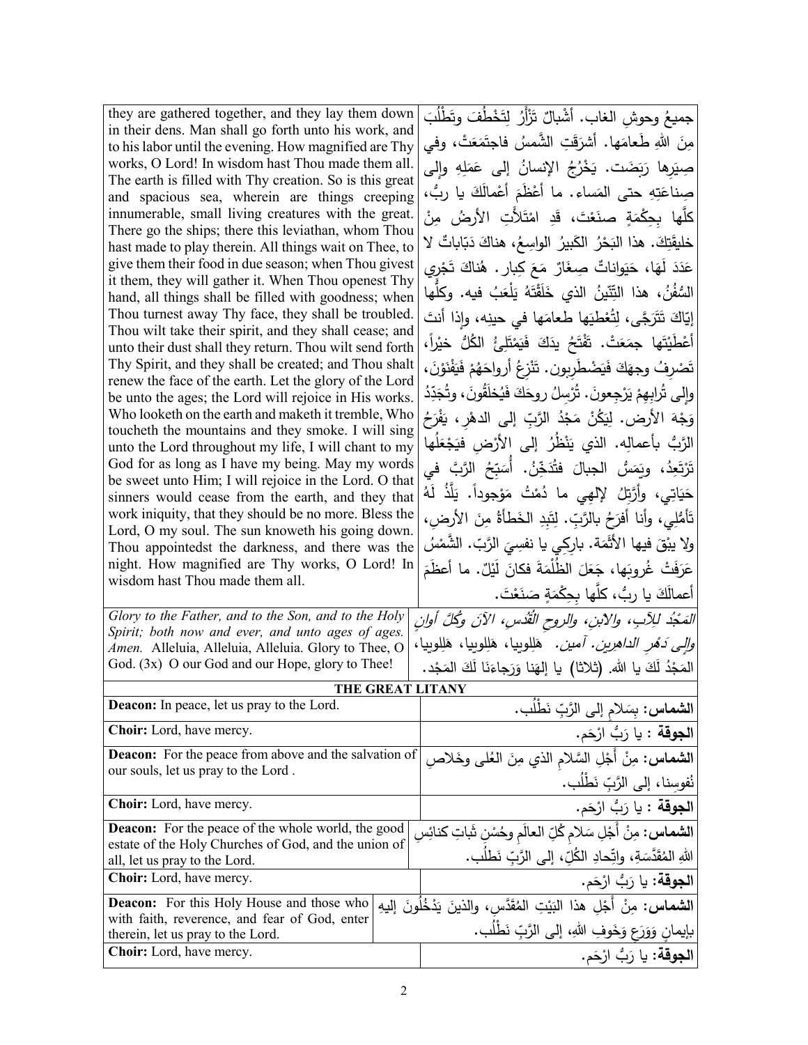| | |
|---|---|
| they are gathered together, and they lay them down in their dens. Man shall go forth unto his work, and to his labor until the evening. How magnified are Thy works, O Lord! In wisdom hast Thou made them all. The earth is filled with Thy creation. So is this great and spacious sea, wherein are things creeping innumerable, small living creatures with the great. There go the ships; there this leviathan, whom Thou hast made to play therein. All things wait on Thee, to give them their food in due season; when Thou givest it them, they will gather it. When Thou openest Thy hand, all things shall be filled with goodness; when Thou turnest away Thy face, they shall be troubled. Thou wilt take their spirit, and they shall cease; and unto their dust shall they return. Thou wilt send forth Thy Spirit, and they shall be created; and Thou shalt renew the face of the earth. Let the glory of the Lord be unto the ages; the Lord will rejoice in His works. Who looketh on the earth and maketh it tremble, Who toucheth the mountains and they smoke. I will sing unto the Lord throughout my life, I will chant to my God for as long as I have my being. May my words be sweet unto Him; I will rejoice in the Lord. O that sinners would cease from the earth, and they that work iniquity, that they should be no more. Bless the Lord, O my soul. The sun knoweth his going down. Thou appointedst the darkness, and there was the night. How magnified are Thy works, O Lord! In wisdom hast Thou made them all. | جميعُ وحوشِ الغاب. أشْبالٌ تَزْأَرُ لِتَخْطُفَ وتَطْلُبَ مِنَ اللهِ طَعامَها. أشرَقَتِ الشَّمسُ فاجتَمَعَتْ، وفي صِيَرِها رَبَضَت. يَخْرُجُ الإنسانُ إلى عَمَلِهِ وإلى صِناعَتِهِ حتى المَساء. ما أعْظَمَ أعْمالَكَ يا ربُّ، كلَّها بِحِكْمَةٍ صنَعْتَ، قَدِ امْتَلأَتِ الأرضُ مِنْ خليقَتِكَ. هذا البَحْرُ الكَبيرُ الواسِعُ، هناكَ دَبّاباتٌ لا عَدَدَ لَهَا، حَيَواناتٌ صِغَارٌ مَعَ كِبار. هُناكَ تَجْري السُّفُنُ، هذا التِّنّينُ الذي خَلَقْتَهُ يَلْعَبُ فيه. وكلُّها إيّاكَ تَتَرَجَّى، لِتُعْطيَها طعامَها في حينِه، وإذا أنتَ أعْطَيْتَها جمعَتْ. تَفْتَحُ يدَكَ فَيَمْتَلِئُ الكُلُّ خيْراً، تَصْرِفُ وجهَكَ فَيَضْطَرِبون. تَنْزِعُ أرواحَهُمْ فَيَفْنَوْنَ، وإلى تُرابِهِمْ يَرْجِعونَ. تُرْسِلُ روحَكَ فَيُخلَقُونَ، وتُجَدِّدُ وَجْهَ الأرض. لِيَكُنْ مَجْدُ الرَّبِّ إلى الدهْرِ، يَفْرَحُ الرَّبُّ بأعمالِه. الذي يَنْظُرُ إلى الأرْضِ فيَجْعَلُها تَرْتَعِدُ، ويَمَسُّ الجبالَ فتُدَخِّنُ. أُسَبِّحُ الرَّبَّ في حَيَاتِي، وأَرَتِّلُ لإلهِي ما دُمْتُ مَوْجوداً. يَلَذُّ لَهُ تَأَمُّلِي، وأنا أفرَحُ بالرَّبِّ. لِتَبِدِ الخَطَأَةُ مِنَ الأرضِ، ولا يبْقَ فيها الأثَمَة. بارِكِي يا نفسِيَ الرَّبّ. الشَّمْسُ عَرَفَتْ غُروبَها، جَعَلَ الظُّلْمَةَ فكانَ لَيْلٌ. ما أعظَمَ أعمالَكَ يا ربُّ، كلَّها بِحِكْمَةٍ صَنَعْتَ. |
| *Glory to the Father, and to the Son, and to the Holy Spirit; both now and ever, and unto ages of ages. Amen.* Alleluia, Alleluia, Alleluia. Glory to Thee, O God. (3x) O our God and our Hope, glory to Thee! | *المَجْدُ لِلآبِ، والابنِ، والروحِ القُدُسِ، الآنَ وكُلَّ أوانٍ وإلى دَهْرِ الداهرين. آمين.* هَلِلوييا، هَلِلوييا، هَلِلوييا، المَجْدُ لَكَ يا الله. (ثلاثا) يا إلهَنا وَرَجاءَنَا لَكَ المَجْد. |

## THE GREAT LITANY

| | |
|---|---|
| **Deacon:** In peace, let us pray to the Lord. | **الشماس:** بِسَلامٍ إلى الرَّبِّ نَطْلُب. |
| **Choir:** Lord, have mercy. | **الجوقة :** يا رَبُّ ارْحَم. |
| **Deacon:** For the peace from above and the salvation of our souls, let us pray to the Lord . | **الشماس:** مِنْ أَجْلِ السَّلامِ الذي مِنَ العُلى وخَلاصِ نُفوسِنا، إلى الرَّبِّ نَطْلُب. |
| **Choir:** Lord, have mercy. | **الجوقة :** يا رَبُّ ارْحَم. |
| **Deacon:** For the peace of the whole world, the good estate of the Holy Churches of God, and the union of all, let us pray to the Lord. | **الشماس:** مِنْ أَجْلِ سَلامِ كُلِّ العالَمِ وحُسْنِ ثَباتِ كنائِسِ اللهِ المُقَدَّسَةِ، واتِّحادِ الكُلِّ، إلى الرَّبِّ نَطْلُب. |
| **Choir:** Lord, have mercy. | **الجوقة:** يا رَبُّ ارْحَم. |
| **Deacon:** For this Holy House and those who with faith, reverence, and fear of God, enter therein, let us pray to the Lord. | **الشماس:** مِنْ أَجْلِ هذا البَيْتِ المُقَدَّسِ، والذينَ يَدْخُلُونَ إليهِ بإيمانٍ وَوَرَعٍ وَخَوفِ اللهِ، إلى الرَّبِّ نَطْلُب. |
| **Choir:** Lord, have mercy. | **الجوقة:** يا رَبُّ ارْحَم. |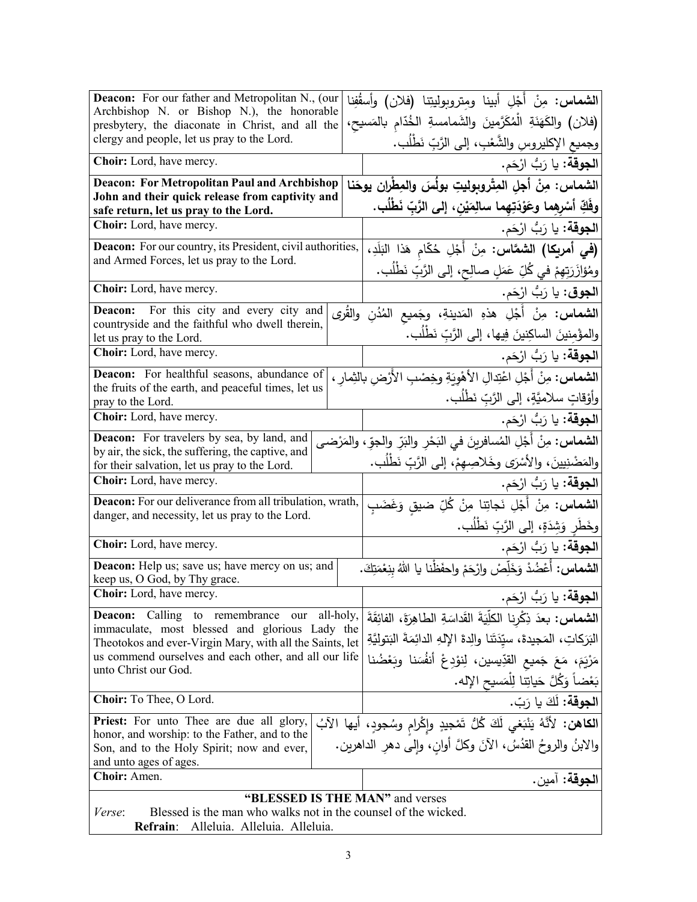| English | Arabic |
| --- | --- |
| **Deacon:** For our father and Metropolitan N., (our Archbishop N. or Bishop N.), the honorable presbytery, the diaconate in Christ, and all the clergy and people, let us pray to the Lord. | **الشماس:** مِنْ أَجْلِ أبينا ومِتروبوليتِنا (فلان) وأسقُفِنا (فلان) والكَهَنَةِ الْمُكَرَّمينَ والشَمامسةِ الخُدّامِ بالمَسيحِ، وجميعِ الإكليروسِ والشَّعْبِ، إلى الرَّبِّ نَطْلُب. |
| **Choir:** Lord, have mercy. | **الجوقة:** يا رَبُّ ارْحَم. |
| **Deacon: For Metropolitan Paul and Archbishop John and their quick release from captivity and safe return, let us pray to the Lord.** | **الشماس: مِنْ أجلِ المِتْروبوليتِ بولُسَ والمِطْرانِ يوحَنا وفَكِّ أسْرِهِما وعَوْدَتِهِما سالِمَيْنِ، إلى الرَّبِّ نَطْلُب.** |
| **Choir:** Lord, have mercy. | **الجوقة:** يا رَبُّ ارْحَم. |
| **Deacon:** For our country, its President, civil authorities, and Armed Forces, let us pray to the Lord. | **(في أمريكا) الشمَّاس:** مِنْ أَجْلِ حُكّامِ هَذا البَلَدِ، ومُؤازَرَتِهِمْ في كُلِّ عَمَلٍ صالِحٍ، إلى الرَّبِّ نَطْلُب. |
| **Choir:** Lord, have mercy. | **الجوق:** يا رَبُّ ارْحَم. |
| **Deacon:** For this city and every city and countryside and the faithful who dwell therein, let us pray to the Lord. | **الشماس:** مِنْ أَجْلِ هذهِ المَدينةِ، وجَميعِ المُدُنِ والقُرى والمؤْمِنينَ الساكِنينَ فِيها، إلى الرَّبِّ نَطْلُب. |
| **Choir:** Lord, have mercy. | **الجوقة:** يا رَبُّ ارْحَم. |
| **Deacon:** For healthful seasons, abundance of the fruits of the earth, and peaceful times, let us pray to the Lord. | **الشماس:** مِنْ أَجْلِ اعْتِدالِ الأَهْوِيَةِ وخِصْبِ الأَرْضِ بالثِمارِ، وأَوْقاتٍ سلاميَّةٍ، إلى الرَّبِّ نَطْلُب. |
| **Choir:** Lord, have mercy. | **الجوقة:** يا رَبُّ ارْحَم. |
| **Deacon:** For travelers by sea, by land, and by air, the sick, the suffering, the captive, and for their salvation, let us pray to the Lord. | **الشماس:** مِنْ أَجْلِ المُسافرينَ في البَحْرِ والبَرِّ والجوّ، والمَرْضى والمَضْنِيينَ، والأَسْرَى وخَلاصِهِمْ، إلى الرَّبِّ نَطْلُب. |
| **Choir:** Lord, have mercy. | **الجوقة:** يا رَبُّ ارْحَم. |
| **Deacon:** For our deliverance from all tribulation, wrath, danger, and necessity, let us pray to the Lord. | **الشماس:** مِنْ أَجْلِ نَجاتِنا مِنْ كُلِّ ضيقٍ وَغَضَبٍ وخَطَرٍ وَشِدَةٍ، إلى الرَّبِّ نَطْلُب. |
| **Choir:** Lord, have mercy. | **الجوقة:** يا رَبُّ ارْحَم. |
| **Deacon:** Help us; save us; have mercy on us; and keep us, O God, by Thy grace. | **الشماس:** أَعْضُدْ وَخَلِّصْ وارْحَمْ واحفَظْنا يا اللهُ بِنِعْمَتِكَ. |
| **Choir:** Lord, have mercy. | **الجوقة:** يا رَبُّ ارْحَم. |
| **Deacon:** Calling to remembrance our all-holy, immaculate, most blessed and glorious Lady the Theotokos and ever-Virgin Mary, with all the Saints, let us commend ourselves and each other, and all our life unto Christ our God. | **الشماس:** بعدَ ذِكْرِنا الكلِّيَةَ القَداسَةِ الطاهِرَةَ، الفائِقَةَ البَرَكاتِ، المَجيدةَ، سيِّدَتَنا والِدةَ الإلهِ الدائِمَةَ البَتوليَّةِ مَرْيَمَ، مَعَ جَميعِ القدِّيسين، لِنوْدِعْ أنفُسَنا وبَعْضُنا بَعْضاً وَكُلَّ حَياتِنا لِلْمَسيحِ الإله. |
| **Choir:** To Thee, O Lord. | **الجوقة:** لَكَ يا رَبّ. |
| **Priest:** For unto Thee are due all glory, honor, and worship: to the Father, and to the Son, and to the Holy Spirit; now and ever, and unto ages of ages. | **الكاهن:** لأَنَّهُ يَنْبَغي لَكَ كُلُّ تَمْجيدٍ وإِكْرامٍ وسُجودٍ، أيها الآبُ والابنُ والروحُ القدُسُ، الآنَ وكلَّ أوانٍ، وإلى دهرِ الداهرين. |
| **Choir:** Amen. | **الجوقة:** آمين. |

**"BLESSED IS THE MAN"** and verses

*Verse*: Blessed is the man who walks not in the counsel of the wicked.

**Refrain**: Alleluia. Alleluia. Alleluia.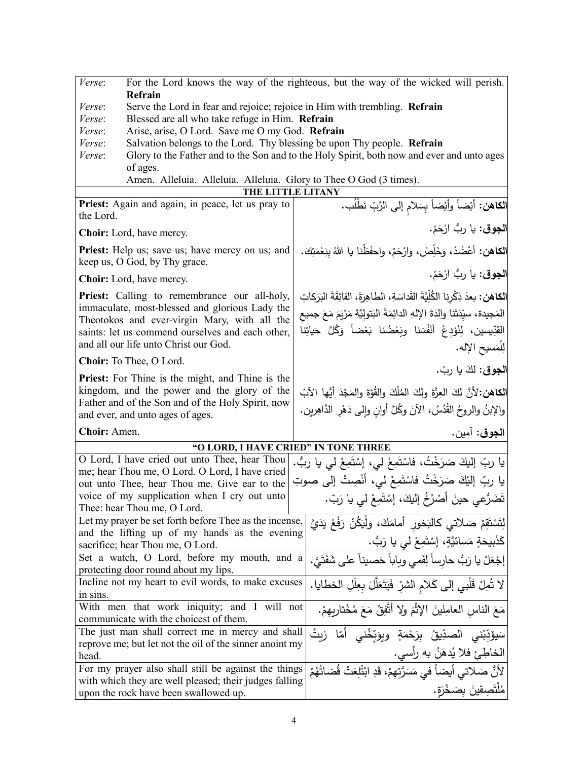| | |
|---|---|
| *Verse*: | For the Lord knows the way of the righteous, but the way of the wicked will perish. **Refrain** |
| *Verse*: | Serve the Lord in fear and rejoice; rejoice in Him with trembling. **Refrain** |
| *Verse*: | Blessed are all who take refuge in Him. **Refrain** |
| *Verse*: | Arise, arise, O Lord. Save me O my God. **Refrain** |
| *Verse*: | Salvation belongs to the Lord. Thy blessing be upon Thy people. **Refrain** |
| *Verse*: | Glory to the Father and to the Son and to the Holy Spirit, both now and ever and unto ages of ages. Amen. Alleluia. Alleluia. Alleluia. Glory to Thee O God (3 times). |

## THE LITTLE LITANY

| | |
|---|---|
| **Priest:** Again and again, in peace, let us pray to the Lord. | **الكاهن:** أيْضاً وأيْضاً بِسَلامٍ إلى الرَّبِّ نَطْلُب. |
| **Choir:** Lord, have mercy. | **الجوق:** يا ربُّ ارْحَمْ. |
| **Priest:** Help us; save us; have mercy on us; and keep us, O God, by Thy grace. | **الكاهن:** أَعْضُدْ، وَخَلِّصْ، وارْحَمْ، واحفَظْنا يا اللهُ بِنِعْمَتِكَ. |
| **Choir:** Lord, have mercy. | **الجوق:** يا ربُّ ارْحَمْ. |
| **Priest:** Calling to remembrance our all-holy, immaculate, most-blessed and glorious Lady the Theotokos and ever-virgin Mary, with all the saints: let us commend ourselves and each other, and all our life unto Christ our God. | **الكاهن:** بعدَ ذِكْرِنا الكُلِّيَّةَ القَداسَةِ، الطاهِرَةَ، الفائِقَةَ البَرَكاتِ المَجيدة، سيِّدَتَنا والِدَةَ الإلهِ الدائِمَةَ البَتولِيَّةِ مَرْيَمَ مَعَ جميعِ القدّيسين، لِنُودِعْ أنْفُسَنا وبَعْضُنا بَعْضاً وَكُلَّ حَياتِنا لِلْمَسيحِ الإله. |
| **Choir:** To Thee, O Lord. | **الجوق:** لكَ يا ربّ. |
| **Priest:** For Thine is the might, and Thine is the kingdom, and the power and the glory of the Father and of the Son and of the Holy Spirit, now and ever, and unto ages of ages. | **الكاهن:**لأنَّ لكَ العِزَّةَ ولكَ المُلْكَ والقُوَّةَ والمَجْدَ أَيُّها الآبُ والإبنُ والروحُ القُدُسُ، الآنَ وكُلَّ أوانٍ وإلى دَهْرِ الدّاهِرين. |
| **Choir:** Amen. | **الجوق:** آمين. |

## "O LORD, I HAVE CRIED" IN TONE THREE

| | |
|---|---|
| O Lord, I have cried out unto Thee, hear Thou me; hear Thou me, O Lord. O Lord, I have cried out unto Thee, hear Thou me. Give ear to the voice of my supplication when I cry out unto Thee: hear Thou me, O Lord. | يا ربِّ إليكَ صَرَخْتُ، فاسْتَمِعْ لي، إسْتَمِعْ لي يا ربُّ. يا ربِّ إلَيْكَ صَرَخْتُ فاسْتَمِعْ لي، أنْصِتْ إلى صوتِ تَضَرُّعي حينَ أَصْرُخُ إليكَ، إسْتَمِعْ لي يا رَبّ. |
| Let my prayer be set forth before Thee as the incense, and the lifting up of my hands as the evening sacrifice; hear Thou me, O Lord. | لِتَسْتَقِمْ صَلاتي كالبَخورِ أمامَكَ، ولْيَكُنْ رَفْعُ يَدَيَّ كَذَبيحَةٍ مَسائيَّةٍ، إسْتَمِعْ لي يا رَبُّ. |
| Set a watch, O Lord, before my mouth, and a protecting door round about my lips. | إجْعَلْ يا رَبُّ حارِساً لِفَمي وباباً حَصيناً على شَفَتَيَّ. |
| Incline not my heart to evil words, to make excuses in sins. | لا تُمِلْ قَلْبي إلى كَلامِ الشرِّ فَيَتَعَلَّلَ بِعِلَلِ الخطايا. |
| With men that work iniquity; and I will not communicate with the choicest of them. | مَعَ الناسِ العامِلينَ الإثْمَ ولا أَتَّفِقُ مَعَ مُخْتاريهِمْ. |
| The just man shall correct me in mercy and shall reprove me; but let not the oil of the sinner anoint my head. | سَيؤَدِّبُني الصدِّيقُ بِرَحْمَةٍ ويوَبِّخُني أمّا زيتُ الخاطِئِ فلا يُدهَنُ به رأسي. |
| For my prayer also shall still be against the things with which they are well pleased; their judges falling upon the rock have been swallowed up. | لأنَّ صَلاتي أيضاً في مَسَرَّتِهِمْ، قَدِ ابْتُلِعَتْ قُضاتُهُمْ مُلْتَصِقينَ بِصَخْرَةٍ. |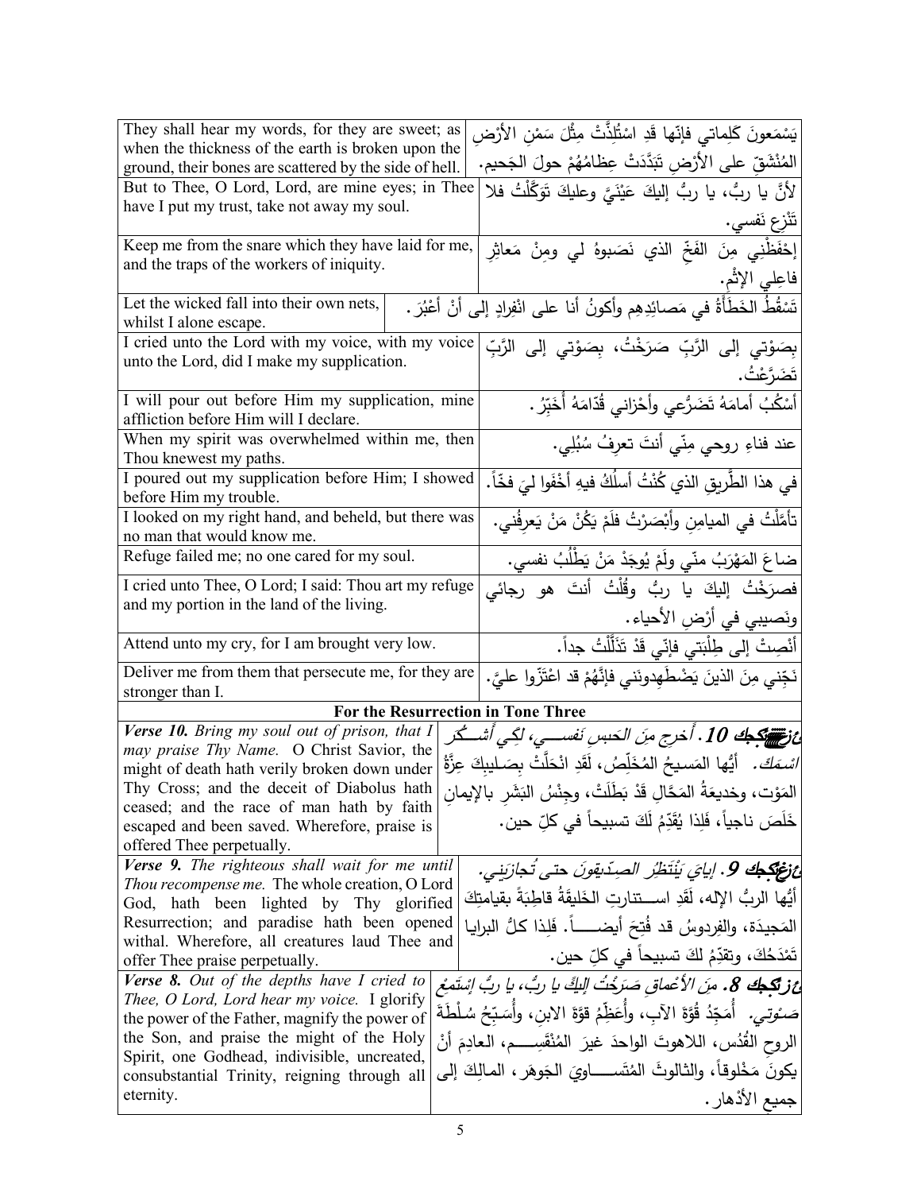| | |
|---|---|
| They shall hear my words, for they are sweet; as when the thickness of the earth is broken upon the ground, their bones are scattered by the side of hell. | يَسْمَعونَ كَلِماتي فإنّها قَدِ اسْتُلِذَّتْ مِثْلَ سَمْنِ الأرْضِ المُنْشَقّ على الأرْضِ تَبَدَّدَتْ عِظامُهُمْ حولَ الجَحيم. |
| But to Thee, O Lord, Lord, are mine eyes; in Thee have I put my trust, take not away my soul. | لأنَّ يا ربُّ، يا ربُّ إليكَ عَيْنَيَّ وعليكَ تَوَكَّلْتُ فلا تَنْزِع نَفسي. |
| Keep me from the snare which they have laid for me, and the traps of the workers of iniquity. | إحْفَظْني مِنَ الفَخِّ الذي نَصَبوهُ لي ومِنْ مَعاثِرِ فاعِلي الإثْم. |
| Let the wicked fall into their own nets, whilst I alone escape. | تَسْقُطُ الخَطَأَةُ في مَصائِدِهِم وأكونُ أنا على انْفِرادٍ إلى أنْ أعْبُرَ. |
| I cried unto the Lord with my voice, with my voice unto the Lord, did I make my supplication. | بِصَوْتي إلى الرَّبِّ صَرَخْتُ، بِصَوْتي إلى الرَّبِّ تَضَرَّعْتُ. |
| I will pour out before Him my supplication, mine affliction before Him will I declare. | أَسْكُبُ أمامَهُ تَضَرُّعي وأحْزاني قُدّامَهُ أُخَبِّرُ. |
| When my spirit was overwhelmed within me, then Thou knewest my paths. | عند فناءِ روحي مِنّي أنتَ تعرِفُ سُبُلِي. |
| I poured out my supplication before Him; I showed before Him my trouble. | في هذا الطَّريقِ الذي كُنْتُ أسلُكُ فيهِ أَخْفَوا ليَ فخّاً. |
| I looked on my right hand, and beheld, but there was no man that would know me. | تأمَّلْتُ في الميامِنِ وأَبْصَرْتُ فلَمْ يَكُنْ مَنْ يَعرِفُني. |
| Refuge failed me; no one cared for my soul. | ضاعَ المَهْرَبُ منّي ولَمْ يُوجَدْ مَنْ يَطْلُبُ نفسي. |
| I cried unto Thee, O Lord; I said: Thou art my refuge and my portion in the land of the living. | فصرَخْتُ إليكَ يا ربُّ وقُلْتُ أنتَ هو رجائي ونَصيبِي في أرْضِ الأحياء. |
| Attend unto my cry, for I am brought very low. | أنْصِتْ إلى طِلْبَتي فإنّي قَدْ تَذَلَّلْتُ جداً. |
| Deliver me from them that persecute me, for they are stronger than I. | نَجِّني مِنَ الذينَ يَضْطَهِدونَني فإنَّهُمْ قد اعْتَزّوا عليَّ. |
| **For the Resurrection in Tone Three** | |
| ***Verse 10.*** *Bring my soul out of prison, that I may praise Thy Name.* O Christ Savior, the might of death hath verily broken down under Thy Cross; and the deceit of Diabolus hath ceased; and the race of man hath by faith escaped and been saved. Wherefore, praise is offered Thee perpetually. | ***عدد 10.*** *أَخرِج مِنَ الحَبسِ نَفسي، لِكَي أَشكُرَ اسْمَكَ.* أيُّها المَسيحُ المُخَلِّصُ، لَقَدِ انْحَلَّتْ بِصَليبِكَ عِزَّةُ المَوْت، وخديعَةُ المَحَّالِ قَدْ بَطَلَتْ، وجِنْسُ البَشَرِ بالإيمانِ خَلَصَ ناجياً، فَلِذا يُقَدِّمُ لَكَ تسبيحاً في كلِّ حين. |
| ***Verse 9.*** *The righteous shall wait for me until Thou recompense me.* The whole creation, O Lord God, hath been lighted by Thy glorified Resurrection; and paradise hath been opened withal. Wherefore, all creatures laud Thee and offer Thee praise perpetually. | ***عدد 9.*** *إيايَ يَنْتَظِرُ الصِدّيقونَ حتى تُجازيَني.* أيُّها الربُّ الإله، لَقَدِ استنارتِ الخَليقَةُ قاطِبَةً بقيامتِكَ المَجيدَة، والفِردوسُ قد فُتِحَ أيضاً. فَلِذا كلُّ البرايا تَمْدَحُكَ، وتقدِّمُ لكَ تسبيحاً في كلِّ حين. |
| ***Verse 8.*** *Out of the depths have I cried to Thee, O Lord, Lord hear my voice.* I glorify the power of the Father, magnify the power of the Son, and praise the might of the Holy Spirit, one Godhead, indivisible, uncreated, consubstantial Trinity, reigning through all eternity. | ***عدد 8.*** *مِنَ الأعْماقِ صَرَخْتُ إليكَ يا ربُّ، يا ربُّ إسْتَمِعْ صَوْتي.* أُمَجِّدُ قُوَّةَ الآبِ، وأُعَظِّمُ قوّةَ الابنِ، وأُسَبِّحُ سُلْطَةَ الروحِ القُدُس، اللاهوتَ الواحدَ غيرَ المُنْقَسِم، العادِمَ أنْ يكونَ مَخْلوقاً، والثالوثَ المُتَساوِيَ الجَوهَر، المالِكَ إلى جميعِ الأدْهار. |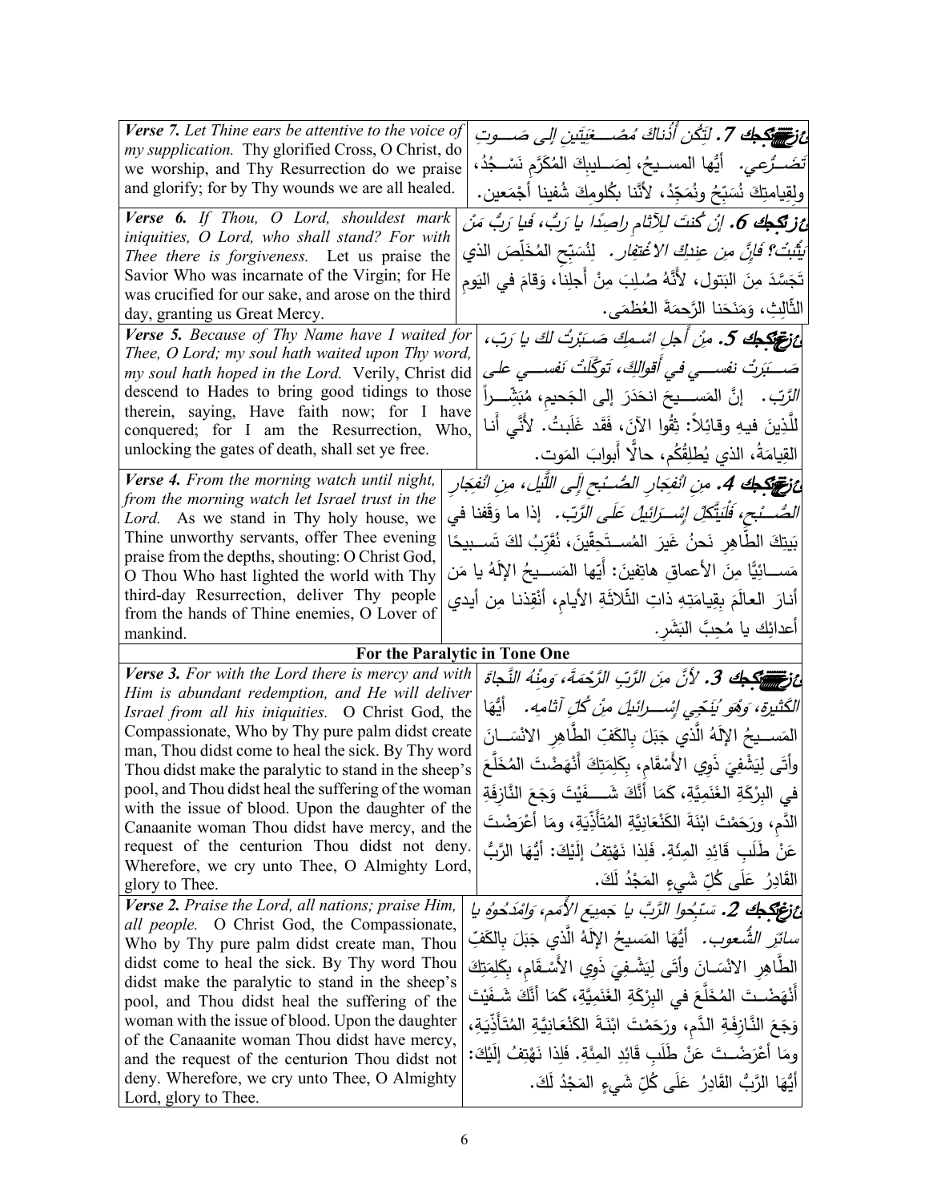| | |
|---|---|
| ***Verse 7.*** *Let Thine ears be attentive to the voice of my supplication.* Thy glorified Cross, O Christ, do we worship, and Thy Resurrection do we praise and glorify; for by Thy wounds we are all healed. | ***عِزّة 7.*** *لِتَكُن أُذُناكَ مُصْغِيَتَينِ إلى صَوتِ تَضَرُّعي.* أيُّها المسيحُ، لِصَليبِكَ المُكَرَّمِ نَسْجُدُ، ولِقِيامتِكَ نُسَبِّحُ ونُمَجِّدُ، لأنَّنا بِكُلومِكَ شُفينا أجْمَعين. |
| ***Verse 6.*** *If Thou, O Lord, shouldest mark iniquities, O Lord, who shall stand? For with Thee there is forgiveness.* Let us praise the Savior Who was incarnate of the Virgin; for He was crucified for our sake, and arose on the third day, granting us Great Mercy. | ***عِزّة 6.*** *إنْ كُنتَ لِلآثامِ راصِدًا يا رَبُّ، فَيا رَبُّ مَنْ يَثْبُتُ؟ فَإنَّ مِن عِندِكَ الاغْتِفار.* لِنُسَبِّحِ المُخَلِّصَ الذي تَجَسَّدَ مِنَ البَتول، لأنَّهُ صُلِبَ مِنْ أجلِنا، وَقامَ في اليَومِ الثّالِثِ، وَمَنَحَنا الرَّحمَةَ العُظمَى. |
| ***Verse 5.*** *Because of Thy Name have I waited for Thee, O Lord; my soul hath waited upon Thy word, my soul hath hoped in the Lord.* Verily, Christ did descend to Hades to bring good tidings to those therein, saying, Have faith now; for I have conquered; for I am the Resurrection, Who, unlocking the gates of death, shall set ye free. | ***عِزّة 5.*** *مِنْ أَجلِ اسْمِكَ صَبَرْتُ لكَ يا رَبّ، صَبَرَتْ نفسي في أقوالِكَ، تَوكَّلَتْ نَفسي على الرَّبّ.* إنَّ المَسيحَ انحَدَرَ إلى الجَحيمِ، مُبَشِّراً لِلَّذينَ فيهِ وقائِلاً: ثِقُوا الآنَ، فَقَد غَلَبتُ. لأنّي أنا القِيامَةُ، الذي يُطلِقُكُم، حالّاً أبوابَ المَوت. |
| ***Verse 4.*** *From the morning watch until night, from the morning watch let Israel trust in the Lord.* As we stand in Thy holy house, we Thine unworthy servants, offer Thee evening praise from the depths, shouting: O Christ God, O Thou Who hast lighted the world with Thy third-day Resurrection, deliver Thy people from the hands of Thine enemies, O Lover of mankind. | ***عِزّة 4.*** *مِن انْفِجارِ الصُّبحِ إلى اللَّيلِ، مِن انْفِجارِ الصُّبحِ، فَلْيَتَّكِلْ إسْرائيلُ عَلَى الرَّبّ.* إذا ما وَقَفنا في بَيتِكَ الطّاهِرِ نَحنُ غَيرَ المُستَحِقّينَ، نُقَرِّبُ لكَ تَسبيحًا مَسائيًّا مِنَ الأعماقِ هاتِفينَ: أَيُّها المَسيحُ الإلَهُ يا مَن أنارَ العالَمَ بِقِيامَتِهِ ذاتِ الثّلاثَةِ الأيامِ، أنْقِذنا مِن أيدي أعدائِكَ يا مُحِبَّ البَشَر. |
| **For the Paralytic in Tone One** | |
| ***Verse 3.*** *For with the Lord there is mercy and with Him is abundant redemption, and He will deliver Israel from all his iniquities.* O Christ God, the Compassionate, Who by Thy pure palm didst create man, Thou didst come to heal the sick. By Thy word Thou didst make the paralytic to stand in the sheep's pool, and Thou didst heal the suffering of the woman with the issue of blood. Upon the daughter of the Canaanite woman Thou didst have mercy, and the request of the centurion Thou didst not deny. Wherefore, we cry unto Thee, O Almighty Lord, glory to Thee. | ***عِزّة 3.*** *لأنَّ مِنَ الرَّبِّ الرَّحْمَةَ، وَمِنْهُ النَّجاةَ الكَثيرة، وَهُوَ يُنَجّي إسْرائيلَ مِنْ كُلِّ آثامِه.* أيُّها المَسيحُ الإلَهُ الَّذي جَبَلَ بالكَفِّ الطّاهِرِ الانْسَانَ وأتَى لِيَشْفِيَ ذَوِي الأَسْقَامِ، بِكَلِمَتِكَ أَنْهَضْتَ المُخَلَّعَ في البِرْكَةِ الغَنَمِيَّةِ، كَمَا أنَّكَ شَفَيْتَ وَجَعَ النَّازِفَةِ الدَّمِ، ورَحِمْتَ ابْنَةَ الكَنْعَانِيَّةِ المُتَأَذِّيَةِ، ومَا أعْرَضْتَ عَنْ طَلَبِ قَائِدِ المِئَةِ. فَلِذا نَهْتِفُ إلَيْكَ: أيُّها الرَّبُّ القَادِرُ عَلَى كُلِّ شَيءٍ المَجْدُ لَكَ. |
| ***Verse 2.*** *Praise the Lord, all nations; praise Him, all people.* O Christ God, the Compassionate, Who by Thy pure palm didst create man, Thou didst come to heal the sick. By Thy word Thou didst make the paralytic to stand in the sheep's pool, and Thou didst heal the suffering of the woman with the issue of blood. Upon the daughter of the Canaanite woman Thou didst have mercy, and the request of the centurion Thou didst not deny. Wherefore, we cry unto Thee, O Almighty Lord, glory to Thee. | ***عِزّة 2.*** *سَبِّحُوا الرَّبَّ يا جَميعَ الأُمَمِ، وامْدَحُوهُ يا سائِرَ الشُّعوب.* أيُّها المَسيحُ الإلَهُ الَّذي جَبَلَ بالكَفِّ الطَّاهِرِ الانْسَانَ وأتَى لِيَشْفِيَ ذَوِي الأَسْقَامِ، بِكَلِمَتِكَ أَنْهَضْتَ المُخَلَّعَ في البِرْكَةِ الغَنَمِيَّةِ، كَمَا أنَّكَ شَفَيْتَ وَجَعَ النَّازِفَةِ الدَّمِ، ورَحِمْتَ ابْنَةَ الكَنْعَانِيَّةِ المُتَأَذِّيَةِ، ومَا أعْرَضْتَ عَنْ طَلَبِ قَائِدِ المِئَةِ. فَلِذا نَهْتِفُ إلَيْكَ: أيُّها الرَّبُّ القَادِرُ عَلَى كُلِّ شَيءٍ المَجْدُ لَكَ. |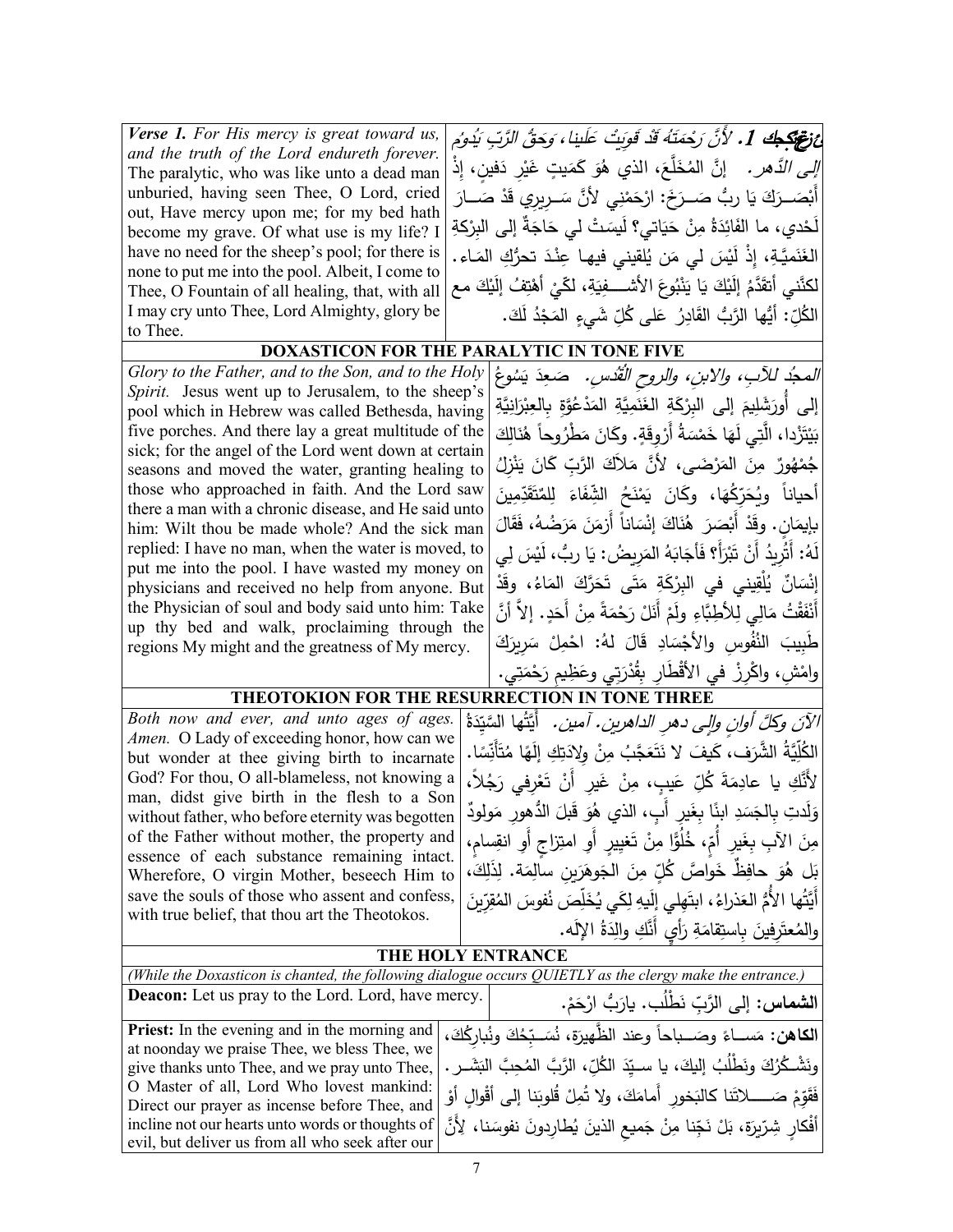| *Verse 1. For His mercy is great toward us, and the truth of the Lord endureth forever.* The paralytic, who was like unto a dead man unburied, having seen Thee, O Lord, cried out, Have mercy upon me; for my bed hath become my grave. Of what use is my life? I have no need for the sheep's pool; for there is none to put me into the pool. Albeit, I come to Thee, O Fountain of all healing, that, with all I may cry unto Thee, Lord Almighty, glory be to Thee. | *عِزعْكِجِك 1. لأَنَّ رَحْمَتَهُ قَدْ قَوِيَتْ عَلَينا، وَحَقُّ الرَّبِّ يَدُومُ إلى الدَّهر.* إنَّ المُخَلَّعَ، الذي هُوَ كَمَيتٍ غَيْرِ دَفينٍ، إذْ أَبْصَرَكَ يَا ربُّ صَرَخَ: ارْحَمْني لأنَّ سَرِيري قَدْ صَارَ لَحْدي، ما الفَائِدَةُ مِنْ حَيَاتي؟ لَيسَتْ لي حَاجَةٌ إلى البِرْكَةِ الغَنَمِيَّةِ، إذْ لَيْسَ لي مَن يُلقيني فيها عِنْدَ تحرُّكِ المَاء. لكنَّني أتقَدَّمُ إلَيْكَ يَا يَنْبُوعَ الأشْفِيَةِ، لكَيْ أهْتِفُ إلَيْكَ مع الكُلِّ: أيُّها الرَّبُّ القَادِرُ عَلى كُلِّ شَيءٍ المَجْدُ لَكَ. |
|---|---|

## DOXASTICON FOR THE PARALYTIC IN TONE FIVE

| *Glory to the Father, and to the Son, and to the Holy Spirit.* Jesus went up to Jerusalem, to the sheep's pool which in Hebrew was called Bethesda, having five porches. And there lay a great multitude of the sick; for the angel of the Lord went down at certain seasons and moved the water, granting healing to those who approached in faith. And the Lord saw there a man with a chronic disease, and He said unto him: Wilt thou be made whole? And the sick man replied: I have no man, when the water is moved, to put me into the pool. I have wasted my money on physicians and received no help from anyone. But the Physician of soul and body said unto him: Take up thy bed and walk, proclaiming through the regions My might and the greatness of My mercy. | *المجدُ للآبِ، والابنِ، والروحِ القُدُس.* صَعِدَ يَسُوعُ إلى أُورَشَليمَ إلى البِرْكَةِ الغَنَمِيَّةِ المَدْعُوَّةِ بالعِبْرَانيَّةِ بَيْتَزْدا، الَّتي لَهَا خَمْسَةُ أَرْوِقَةٍ. وكَانَ مَطْرُوحاً هُنَالِكَ جُمْهُورٌ مِنَ المَرْضَى، لأنَّ مَلاكَ الرَّبِّ كَانَ يَنْزِلُ أحياناً ويُحَرِّكُها، وكَانَ يَمْنَحُ الشِّفَاءَ لِلمُتَقَدِّمينَ بإيمَانٍ. وقَدْ أَبْصَرَ هُنَاكَ إنْسَاناً أَزْمَنَ مَرَضُهُ، فَقَالَ لَهُ: أَتُريدُ أَنْ تَبْرَأَ؟ فَأجَابَهُ المَريضُ: يَا ربُّ، لَيْسَ لي إنْسَانٌ يُلْقِيني في البِرْكَةِ مَتَى تَحَرَّكَ المَاءُ، وقَدْ أَنْفَقْتُ مَالِي لِلأطِبَّاءِ ولَمْ أَنَلْ رَحْمَةً مِنْ أَحَدٍ. إلاَّ أنَّ طَبيبَ النُّفُوسِ والأجْسَادِ قَالَ لهُ: احْمِلْ سَريرَكَ وامْشِ، واكْرِزْ في الأقْطَارِ بِقُدْرَتِي وعَظيمِ رَحْمَتِي. |
|---|---|

## THEOTOKION FOR THE RESURRECTION IN TONE THREE

| *Both now and ever, and unto ages of ages. Amen.* O Lady of exceeding honor, how can we but wonder at thee giving birth to incarnate God? For thou, O all-blameless, not knowing a man, didst give birth in the flesh to a Son without father, who before eternity was begotten of the Father without mother, the property and essence of each substance remaining intact. Wherefore, O virgin Mother, beseech Him to save the souls of those who assent and confess, with true belief, that thou art the Theotokos. | *الآنَ وكلَّ أوانٍ وإلى دهرِ الداهرين. آمين.* أيَّتُها السَّيِّدَةُ الكُلِّيَّةُ الشَّرَف، كَيفَ لا نَتَعَجَّبُ مِنْ وِلادَتِكِ إلَهًا مُتأَنِّسًا. لأنَّكِ يا عادِمَةَ كُلِّ عَيبٍ، مِنْ غَيرِ أنْ تَعْرِفِي رَجُلاً، وَلَدتِ بالجَسَدِ ابنًا بِغَيرِ أَبٍ، الذي هُوَ قَبلَ الدُّهورِ مَولودٌ مِنَ الآبِ بِغَيرِ أُمٍّ، خُلُوًّا مِنْ تَغييرٍ أَوِ امتِزاجٍ أَوِ انقِسامٍ، بَل هُوَ حافِظٌ خَواصَّ كُلٍّ مِنَ الجَوهَرَينِ سالِمَة. لِذَلِكَ، أَيَّتُها الأُمُّ العَذراءُ، ابتَهِلي إلَيهِ لِكَي يُخَلِّصَ نُفوسَ المُقِرّينَ والمُعتَرِفينَ بِاستِقامَةِ رَأيٍ أَنَّكِ والِدَةُ الإلَه. |
|---|---|

## THE HOLY ENTRANCE

*(While the Doxasticon is chanted, the following dialogue occurs QUIETLY as the clergy make the entrance.)*

| **Deacon:** Let us pray to the Lord. Lord, have mercy. | **الشماس:** إلى الرَّبِّ نَطْلُب. يارَبُّ ارْحَمْ. |
|---|---|
| **Priest:** In the evening and in the morning and at noonday we praise Thee, we bless Thee, we give thanks unto Thee, and we pray unto Thee, O Master of all, Lord Who lovest mankind: Direct our prayer as incense before Thee, and incline not our hearts unto words or thoughts of evil, but deliver us from all who seek after our | **الكاهن:** مَسـاءً وصَـباحاً وعند الظَّهيرَةِ، نُسَـبِّحُكَ ونُبارِكُكَ، ونَشْـكُرُكَ ونَطْلُبُ إليكَ، يا سـيِّدَ الكُلِّ، الرَّبَّ المُحِبَّ البَشَـر. فَقَوِّمْ صَـلاتَنا كالبَخورِ أمامَكَ، ولا تُمِلْ قُلوبَنا إلى أقْوالٍ أوْ أفْكارٍ شِرّيرَةٍ، بَلْ نَجِّنا مِنْ جَميعِ الذينَ يُطارِدونَ نفوسَنا، لِأنَّ |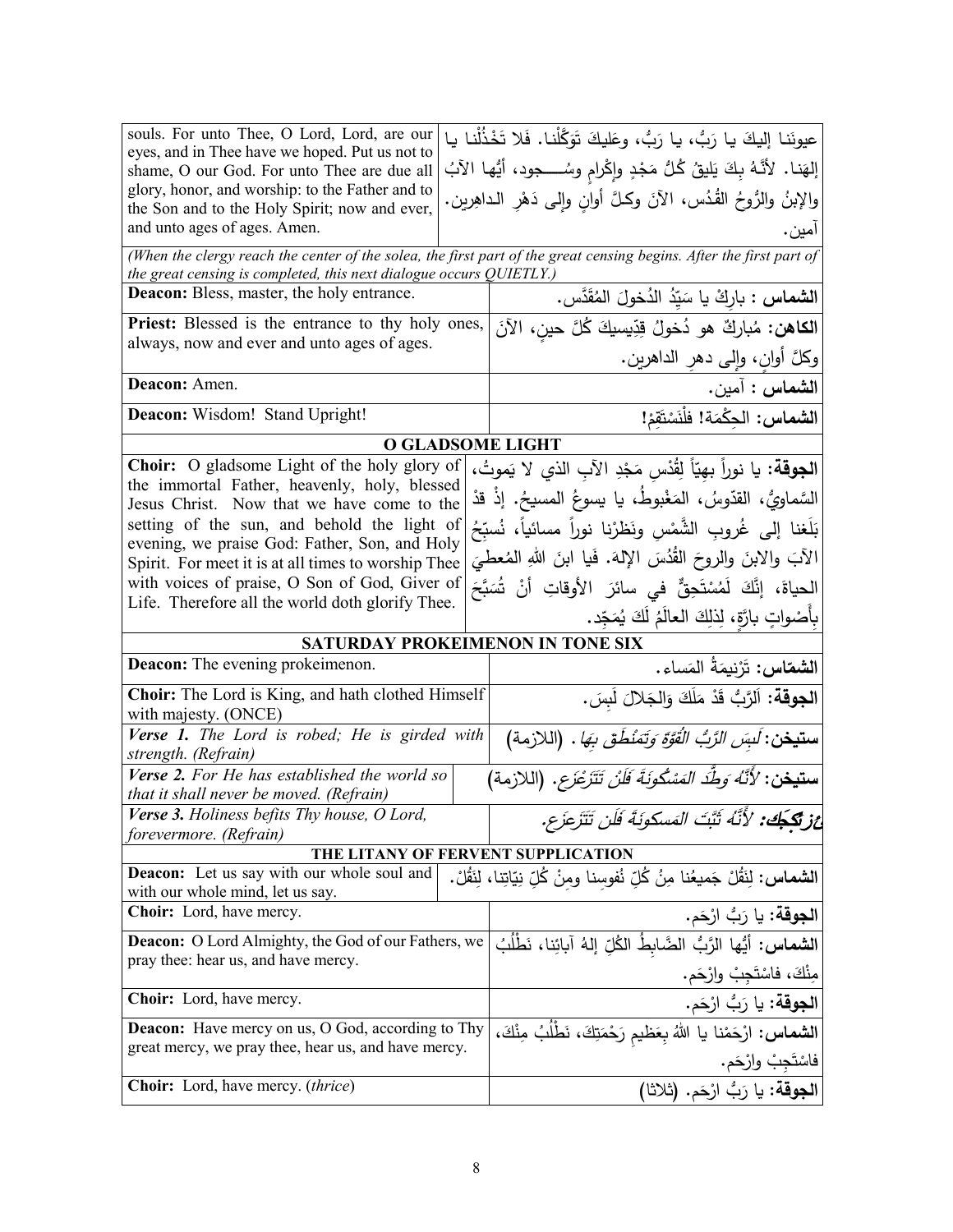| | |
|---|---|
| souls. For unto Thee, O Lord, Lord, are our eyes, and in Thee have we hoped. Put us not to shame, O our God. For unto Thee are due all glory, honor, and worship: to the Father and to the Son and to the Holy Spirit; now and ever, and unto ages of ages. Amen. | عيونَنا إليكَ يا رَبُّ، يا رَبُّ، وعَليكَ تَوَكَّلْنا. فَلا تَخْذُلْنا يا إلهَنا. لأنَّهُ بِكَ يَليقُ كُلُّ مَجْدٍ وإكْرامٍ وسُـــجود، أيُّها الآبُ والإبنُ والرُّوحُ القُدُس، الآنَ وكلَّ أوانٍ وإلى دَهْرِ الداهِرين. آمين. |

*(When the clergy reach the center of the solea, the first part of the great censing begins. After the first part of the great censing is completed, this next dialogue occurs QUIETLY.)*

| | |
|---|---|
| **Deacon:** Bless, master, the holy entrance. | **الشماس :** بارِكْ يا سَيِّدُ الدُخولَ المُقَدَّس. |
| **Priest:** Blessed is the entrance to thy holy ones, always, now and ever and unto ages of ages. | **الكاهن:** مُباركٌ هو دُخولُ قِدِّيسيكَ كُلَّ حينٍ، الآنَ وكلَّ أوانٍ، وإلى دهرِ الداهرين. |
| **Deacon:** Amen. | **الشماس :** آمين. |
| **Deacon:** Wisdom! Stand Upright! | **الشماس:** الحِكْمَة! فلْنَسْتَقِمْ! |

## O GLADSOME LIGHT

| | |
|---|---|
| **Choir:** O gladsome Light of the holy glory of the immortal Father, heavenly, holy, blessed Jesus Christ. Now that we have come to the setting of the sun, and behold the light of evening, we praise God: Father, Son, and Holy Spirit. For meet it is at all times to worship Thee with voices of praise, O Son of God, Giver of Life. Therefore all the world doth glorify Thee. | **الجوقة:** يا نوراً بهيّاً لِقُدْسِ مَجْدِ الآبِ الذي لا يَموتُ، السَّماويُّ، القدّوسُ، المَغْبوطُ، يا يسوعُ المسيحُ. إذْ قدْ بَلَغنا إلى غُروبِ الشَّمْسِ ونَظَرْنا نوراً مسائياً، نُسبِّحُ الآبَ والابنَ والروحَ القُدُسَ الإلهَ. فَيا ابنَ اللهِ المُعطيَ الحياةَ، إنَّكَ لَمُسْتَحِقٌّ في سائرِ الأوقاتِ أنْ تُسَبَّحَ بِأَصْواتٍ بارَّةٍ، لِذلِكَ العالَمُ لَكَ يُمَجِّد. |

## SATURDAY PROKEIMENON IN TONE SIX

| | |
|---|---|
| **Deacon:** The evening prokeimenon. | **الشمّاس:** تَرْنيمَةُ المَساء. |
| **Choir:** The Lord is King, and hath clothed Himself with majesty. (ONCE) | **الجوقة:** اَلرَّبُّ قَدْ مَلَكَ وَالجَلالَ لَبِسَ. |
| ***Verse 1.*** *The Lord is robed; He is girded with strength. (Refrain)* | **ستيخن:** *لَبِسَ الرَّبُّ القُوَّةَ وَتَمَنْطَقَ بِهَا.* (اللازمة) |
| ***Verse 2.*** *For He has established the world so that it shall never be moved. (Refrain)* | **ستيخن:** *لأَنَّهُ وَطَّدَ المَسْكونَةَ فَلَنْ تَتَزَعْزَع.* (اللازمة) |
| ***Verse 3.*** *Holiness befits Thy house, O Lord, forevermore. (Refrain)* | ***عزتكجك:*** *لأَنَّهُ ثَبَّتَ المَسكونَةَ فَلَن تَتَزَعزَع.* |

## THE LITANY OF FERVENT SUPPLICATION

| | |
|---|---|
| **Deacon:** Let us say with our whole soul and with our whole mind, let us say. | **الشماس:** لِنَقُلْ جَميعُنا مِنْ كُلِّ نُفوسِنا ومِنْ كُلِّ نِيّاتِنا، لِنَقُلْ. |
| **Choir:** Lord, have mercy. | **الجوقة:** يا رَبُّ ارْحَم. |
| **Deacon:** O Lord Almighty, the God of our Fathers, we pray thee: hear us, and have mercy. | **الشماس:** أيُّها الرَّبُّ الضَّابِطُ الكُلِّ إلهُ آبائِنا، نَطْلُبُ مِنْكَ، فاسْتَجِبْ وارْحَم. |
| **Choir:** Lord, have mercy. | **الجوقة:** يا رَبُّ ارْحَم. |
| **Deacon:** Have mercy on us, O God, according to Thy great mercy, we pray thee, hear us, and have mercy. | **الشماس:** ارْحَمْنا يا اللهُ بِعَظيمِ رَحْمَتِكَ، نَطْلُبُ مِنْكَ، فاسْتَجِبْ وارْحَم. |
| **Choir:** Lord, have mercy. (*thrice*) | **الجوقة:** يا رَبُّ ارْحَم. (ثلاثا) |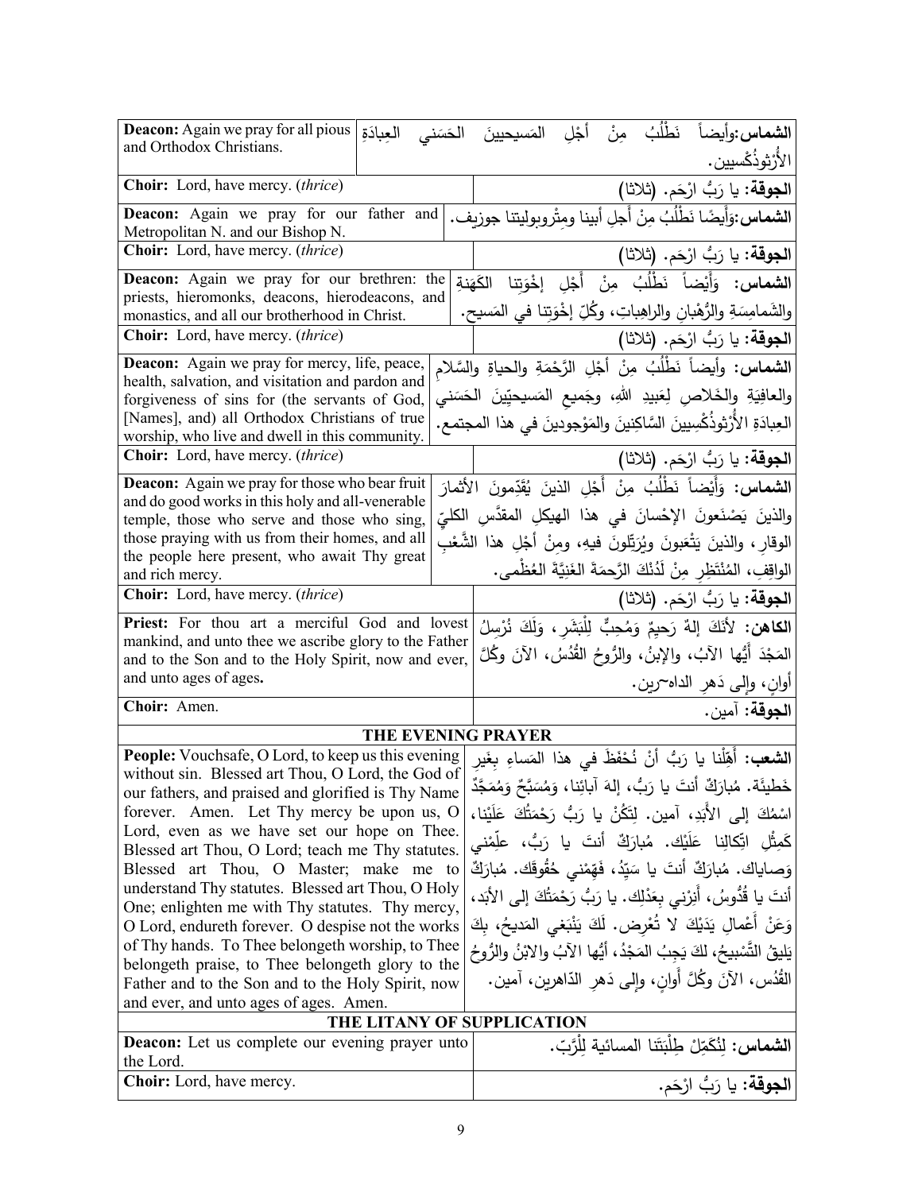| English | Arabic |
|---|---|
| **Deacon:** Again we pray for all pious and Orthodox Christians. | **الشماس:**وأيضاً نَطْلُبُ مِنْ أَجْلِ المَسيحيينَ الحَسَني العِبادَةِ الأُرْثوذُكْسيين. |
| **Choir:** Lord, have mercy. (*thrice*) | **الجوقة**: يا رَبُّ ارْحَم. (ثلاثا) |
| **Deacon:** Again we pray for our father and Metropolitan N. and our Bishop N. | **الشماس:**وَأَيضًا نَطْلُبُ مِنْ أَجلِ أبينا ومِتْروبوليتنا جوزيف. |
| **Choir:** Lord, have mercy. (*thrice*) | **الجوقة**: يا رَبُّ ارْحَم. (ثلاثا) |
| **Deacon:** Again we pray for our brethren: the priests, hieromonks, deacons, hierodeacons, and monastics, and all our brotherhood in Christ. | **الشماس:** وَأَيْضاً نَطْلُبُ مِنْ أَجْلِ إخْوَتِنا الكَهَنةِ والشَمامِسَةِ والرُّهْبانِ والراهِباتِ، وكُلِّ إخْوَتِنا في المَسيح. |
| **Choir:** Lord, have mercy. (*thrice*) | **الجوقة**: يا رَبُّ ارْحَم. (ثلاثا) |
| **Deacon:** Again we pray for mercy, life, peace, health, salvation, and visitation and pardon and forgiveness of sins for (the servants of God, [Names], and) all Orthodox Christians of true worship, who live and dwell in this community. | **الشماس:** وأيضاً نَطْلُبُ مِنْ أجْلِ الرَّحْمَةِ والحياةِ والسَّلامِ والعافِيَةِ والخَلاصِ لِعَبيدِ اللهِ، وجَميعِ المَسيحيّينَ الحَسَني العِبادَةِ الأُرْثوذُكْسِيينَ السَّاكِنينَ والمَوْجودينَ في هذا المجتمع. |
| **Choir:** Lord, have mercy. (*thrice*) | **الجوقة**: يا رَبُّ ارْحَم. (ثلاثا) |
| **Deacon:** Again we pray for those who bear fruit and do good works in this holy and all-venerable temple, those who serve and those who sing, those praying with us from their homes, and all the people here present, who await Thy great and rich mercy. | **الشماس:** وَأَيْضاً نَطْلُبُ مِنْ أَجْلِ الذينَ يُقَدِّمونَ الأثمارَ والذينَ يَصْنَعونَ الإحْسانَ في هذا الهيكلِ المقدَّسِ الكليِّ الوقارِ، والذينَ يَتْعَبونَ ويُرَتِّلونَ فيهِ، ومِنْ أَجْلِ هذا الشَّعْبِ الواقِفِ، المُنْتَظِرِ مِنْ لَدُنْكَ الرَّحمةَ الغَنِيَّةَ العُظْمى. |
| **Choir:** Lord, have mercy. (*thrice*) | **الجوقة**: يا رَبُّ ارْحَم. (ثلاثا) |
| **Priest:** For thou art a merciful God and lovest mankind, and unto thee we ascribe glory to the Father and to the Son and to the Holy Spirit, now and ever, and unto ages of ages. | **الكاهن:** لأنَكَ إلهٌ رَحيمٌ وَمُحِبٌّ لِلْبَشَرِ، وَلَكَ نُرْسِلُ المَجْدَ أَيُّها الآبُ، والإبنُ، والرُّوحُ القُدُسُ، الآنَ وكُلَّ أوانٍ، وإلى دَهرِ الداهِرين. |
| **Choir:** Amen. | **الجوقة**: آمين. |

## THE EVENING PRAYER

| English | Arabic |
|---|---|
| **People:** Vouchsafe, O Lord, to keep us this evening without sin. Blessed art Thou, O Lord, the God of our fathers, and praised and glorified is Thy Name forever. Amen. Let Thy mercy be upon us, O Lord, even as we have set our hope on Thee. Blessed art Thou, O Lord; teach me Thy statutes. Blessed art Thou, O Master; make me to understand Thy statutes. Blessed art Thou, O Holy One; enlighten me with Thy statutes. Thy mercy, O Lord, endureth forever. O despise not the works of Thy hands. To Thee belongeth worship, to Thee belongeth praise, to Thee belongeth glory to the Father and to the Son and to the Holy Spirit, now and ever, and unto ages of ages. Amen. | **الشعب:** أَهِّلْنا يا رَبُّ أنْ نُحْفَظَ في هذا المَساءِ بِغَيرِ خَطيئَة. مُبارَكٌ أنتَ يا رَبُّ، إلهَ آبائِنا، وَمُسَبَّحٌ وَمُمَجَّدٌ اسْمُكَ إلى الأَبَدِ، آمين. لِتَكُنْ يا رَبُّ رَحْمَتُكَ عَلَيْنا، كَمِثْلِ اتِّكالِنا عَلَيْك. مُبارَكٌ أنتَ يا رَبُّ، علِّمْني وَصاياك. مُبارَكٌ أنتَ يا سَيِّدُ، فَهِّمْني حُقُوقَك. مُبارَكٌ أنتَ يا قُدُّوسُ، أَنِرْني بِعَدْلِك. يا رَبُّ رَحْمَتُكَ إلى الأَبَد، وَعَنْ أَعْمالِ يَدَيْكَ لا تُعْرِض. لَكَ يَنْبَغي المَديحُ، بِكَ يَليقُ التَّسْبيحُ، لكَ يَجِبُ المَجْدُ، أيُّها الآبُ والابْنُ والرُّوحُ القُدُس، الآنَ وكُلَّ أَوانٍ، وإِلى دَهرِ الدّاهرين، آمين. |

## THE LITANY OF SUPPLICATION

| English | Arabic |
|---|---|
| **Deacon:** Let us complete our evening prayer unto the Lord. | **الشماس:** لِنُكَمِّلْ طِلْبَتَنا المسائية لِلْرَّبّ. |
| **Choir:** Lord, have mercy. | **الجوقة**: يا رَبُّ ارْحَم. |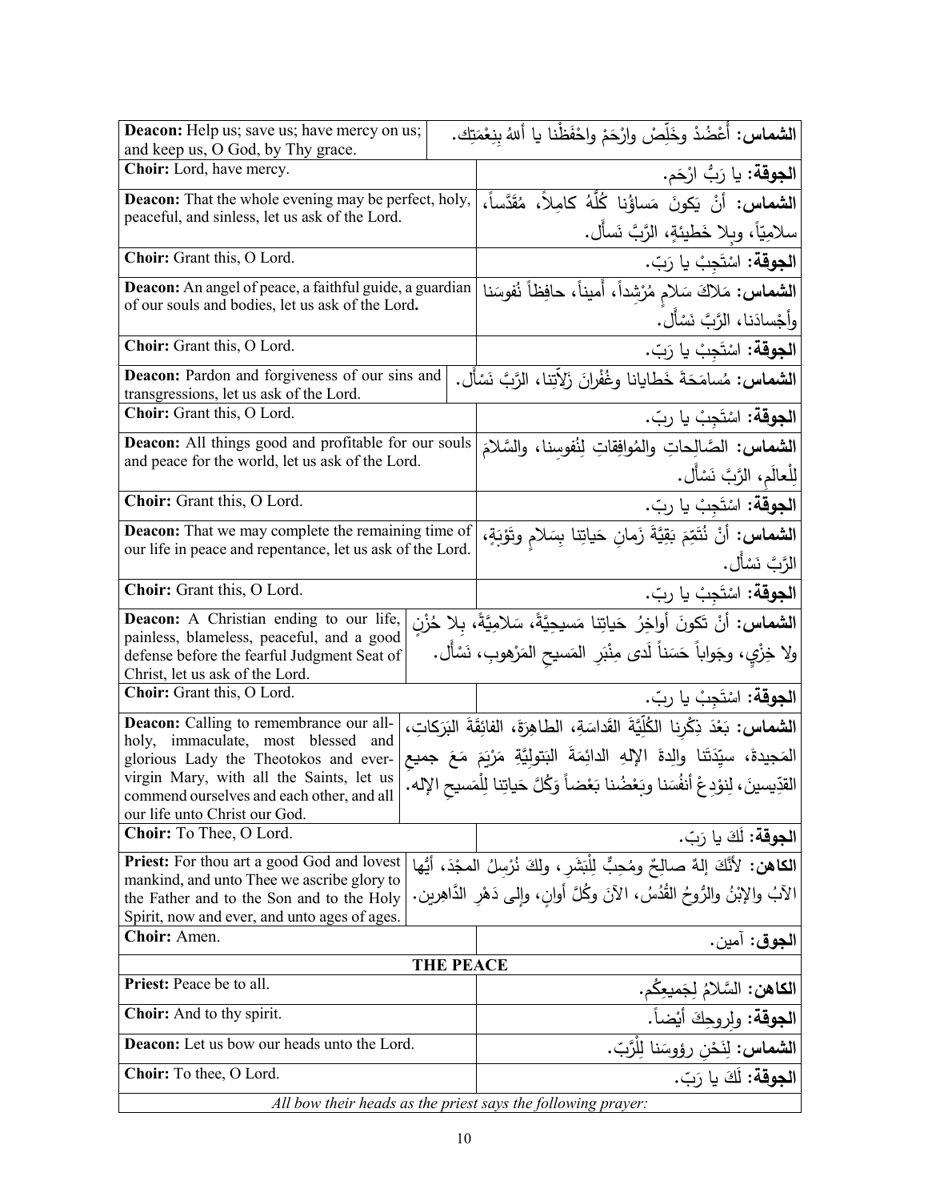| | |
|---|---|
| **Deacon:** Help us; save us; have mercy on us; and keep us, O God, by Thy grace. | **الشماس:** أَعْضُدْ وخَلِّصْ وارْحَمْ واحْفَظْنا يا أللهُ بِنِعْمَتِك. |
| **Choir:** Lord, have mercy. | **الجوقة:** يا رَبُّ ارْحَم. |
| **Deacon:** That the whole evening may be perfect, holy, peaceful, and sinless, let us ask of the Lord. | **الشماس:** أنْ يَكونَ مَساؤُنا كُلُّهُ كامِلاً، مُقَدَّساً، سلامِيّاً، وبِلا خَطيئةٍ، الرَّبَّ نَسأَل. |
| **Choir:** Grant this, O Lord. | **الجوقة:** اسْتَجِبْ يا رَبّ. |
| **Deacon:** An angel of peace, a faithful guide, a guardian of our souls and bodies, let us ask of the Lord**.** | **الشماس:** مَلاكَ سَلامٍ مُرْشِداً، أَميناً، حافِظاً نُفوسَنا وأجْسادَنا، الرَّبَّ نَسْأَل. |
| **Choir:** Grant this, O Lord. | **الجوقة:** اسْتَجِبْ يا رَبّ. |
| **Deacon:** Pardon and forgiveness of our sins and transgressions, let us ask of the Lord. | **الشماس:** مُسامَحَةَ خَطايانا وغُفْرانَ زَلّاتِنا، الرَّبَّ نَسْأَل. |
| **Choir:** Grant this, O Lord. | **الجوقة:** اسْتَجِبْ يا ربّ. |
| **Deacon:** All things good and profitable for our souls and peace for the world, let us ask of the Lord. | **الشماس:** الصَّالِحاتِ والمُوافِقاتِ لِنُفوسِنا، والسَّلامَ لِلْعالَمِ، الرَّبَّ نَسْأَل. |
| **Choir:** Grant this, O Lord. | **الجوقة:** اسْتَجِبْ يا ربّ. |
| **Deacon:** That we may complete the remaining time of our life in peace and repentance, let us ask of the Lord. | **الشماس:** أنْ نُتَمِّمَ بَقِيَّةَ زَمانِ حَياتِنا بِسَلامٍ وتَوْبَةٍ، الرَّبَّ نَسْأَل. |
| **Choir:** Grant this, O Lord. | **الجوقة:** اسْتَجِبْ يا ربّ. |
| **Deacon:** A Christian ending to our life, painless, blameless, peaceful, and a good defense before the fearful Judgment Seat of Christ, let us ask of the Lord. | **الشماس:** أنْ تَكونَ أواخِرُ حَياتِنا مَسيحِيَّةً، سَلامِيَّةً، بِلا حُزْنٍ ولا خِزْيٍ، وجَواباً حَسَناً لَدى مِنْبَرِ المَسيحِ المَرْهوبِ، نَسْأَل. |
| **Choir:** Grant this, O Lord. | **الجوقة:** اسْتَجِبْ يا ربّ. |
| **Deacon:** Calling to remembrance our all-holy, immaculate, most blessed and glorious Lady the Theotokos and ever-virgin Mary, with all the Saints, let us commend ourselves and each other, and all our life unto Christ our God. | **الشماس:** بَعْدَ ذِكْرِنا الكُلِّيَّةَ القَداسَةِ، الطاهِرَةَ، الفائِقَةَ البَرَكاتِ، المَجيدةَ، سيِّدَتَنا والِدةَ الإلهِ الدائِمَةَ البَتولِيَّةِ مَرْيَمَ مَعَ جميعِ القدّيسينَ، لِنوْدِعْ أنفُسَنا وبَعْضُنا بَعْضاً وَكُلَّ حَياتِنا لِلْمَسيحِ الإله. |
| **Choir:** To Thee, O Lord. | **الجوقة:** لَكَ يا رَبّ. |
| **Priest:** For thou art a good God and lovest mankind, and unto Thee we ascribe glory to the Father and to the Son and to the Holy Spirit, now and ever, and unto ages of ages. | **الكاهن:** لأنَّكَ إلهٌ صالِحٌ ومُحِبٌّ لِلْبَشَرِ، ولكَ نُرْسِلُ المجْدَ، أيُّها الآبُ والإبْنُ والرُّوحُ القُدُسُ، الآنَ وكُلَّ أوانٍ، وإلى دَهْرِ الدَّاهِرين. |
| **Choir:** Amen. | **الجوق:** آمين. |
| **THE PEACE** | |
| **Priest:** Peace be to all. | **الكاهن:** السَّلامُ لِجَميعِكُم. |
| **Choir:** And to thy spirit. | **الجوقة:** ولِروحِكَ أيْضاً. |
| **Deacon:** Let us bow our heads unto the Lord. | **الشماس:** لِنَحْنِ رؤوسَنا لِلْرَّبّ. |
| **Choir:** To thee, O Lord. | **الجوقة:** لَكَ يا رَبّ. |

*All bow their heads as the priest says the following prayer:*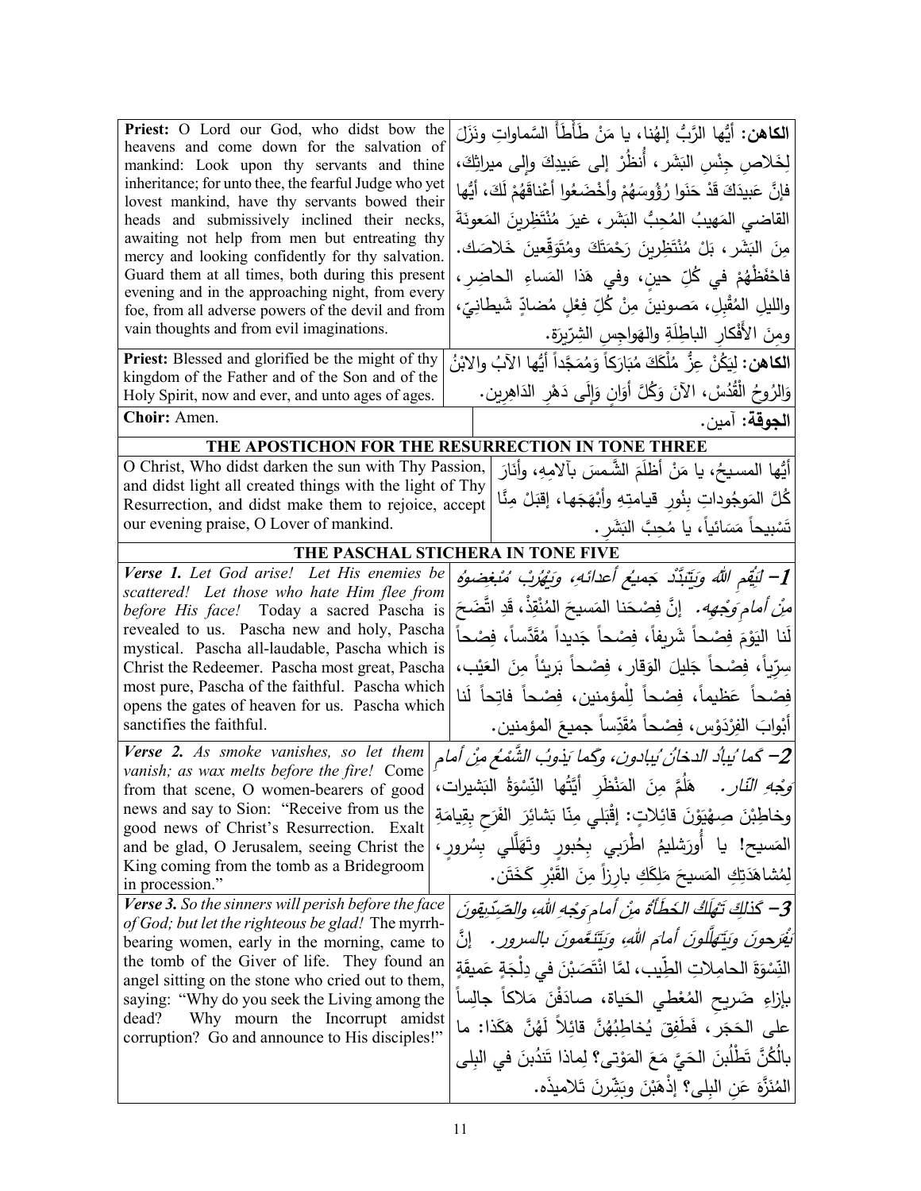| | |
|---|---|
| **Priest:** O Lord our God, who didst bow the heavens and come down for the salvation of mankind: Look upon thy servants and thine inheritance; for unto thee, the fearful Judge who yet lovest mankind, have thy servants bowed their heads and submissively inclined their necks, awaiting not help from men but entreating thy mercy and looking confidently for thy salvation. Guard them at all times, both during this present evening and in the approaching night, from every foe, from all adverse powers of the devil and from vain thoughts and from evil imaginations. | **الكاهن:** أَيُّها الرَّبُّ إلهُنا، يا مَنْ طَأْطَأَ السَّماواتِ ونَزَلَ لِخَلاصِ جِنْسِ البَشَر، أُنظُرْ إلى عَبيدِكَ وإلى ميراثِكَ، فإنَّ عَبيدَكَ قَدْ حَنَوا رُؤُوسَهُمْ وأَخْضَعُوا أعْناقَهُمْ لَكَ، أيُّها القاضي المَهيبُ المُحِبُّ البَشَر، غيرَ مُنْتَظِرِينَ المَعونَةَ مِنَ البَشَر، بَلْ مُنْتَظِرِينَ رَحْمَتَكَ ومُتَوَقِّعينَ خَلاصَك. فاحْفَظْهُمْ في كُلِّ حينٍ، وفي هَذا المَساءِ الحاضِر، والليلِ المُقْبِل، مَصونينَ مِنْ كُلِّ فِعْلٍ مُضادٍّ شَيطانِيّ، ومِنَ الأَفْكارِ الباطِلَةِ والهَواجِسِ الشِرّيرَة. |
| **Priest:** Blessed and glorified be the might of thy kingdom of the Father and of the Son and of the Holy Spirit, now and ever, and unto ages of ages. | **الكاهن:** لِيَكُنْ عِزُّ مُلْكِكَ مُبَارَكاً وَمُمَجَّداً أَيُّها الآبُ والابْنُ وَالرُوحُ الْقُدُسْ، الآنَ وَكُلَّ أَوانٍ وَإِلَى دَهْرِ الدَاهِرِين. |
| **Choir:** Amen. | **الجوقة:** آمين. |

**THE APOSTICHON FOR THE RESURRECTION IN TONE THREE**

| | |
|---|---|
| O Christ, Who didst darken the sun with Thy Passion, and didst light all created things with the light of Thy Resurrection, and didst make them to rejoice, accept our evening praise, O Lover of mankind. | أيُّها المسيحُ، يا مَنْ أظلَمَ الشَّمسَ بآلامِهِ، وأنارَ كُلَّ المَوجُوداتِ بنُورِ قيامتِهِ وأبْهَجَها، إقبَلْ مِنَّا تَسْبيحاً مَسَائياً، يا مُحِبَّ البَشَر. |

**THE PASCHAL STICHERA IN TONE FIVE**

| | |
|---|---|
| ***Verse 1.*** *Let God arise! Let His enemies be scattered! Let those who hate Him flee from before His face!* Today a sacred Pascha is revealed to us. Pascha new and holy, Pascha mystical. Pascha all-laudable, Pascha which is Christ the Redeemer. Pascha most great, Pascha most pure, Pascha of the faithful. Pascha which opens the gates of heaven for us. Pascha which sanctifies the faithful. | ***1- لِيَقُم اللهُ وَيَتَبَدَّدْ جَميعُ أعدائهِ، وَيَهْرُبْ مُبْغِضوهُ مِنْ أمامِ وَجْهِه.*** إنَّ فِصْحَنا المَسيحَ المُنْقِذْ، قَدِ اتَّضَحَ لَنا اليَوْمَ فِصْحاً شَريفاً، فِصْحاً جَديداً مُقَدَّساً، فِصْحاً سِرِّياً، فِصْحاً جَليلَ الوَقار، فِصْحاً بَريئاً مِنَ العَيْب، فِصْحاً عَظيماً، فِصْحاً لِلْمؤمنين، فِصْحاً فاتِحاً لَنا أبْوابَ الفِرْدَوْس، فِصْحاً مُقَدِّساً جميعَ المؤمنين. |
| ***Verse 2.*** *As smoke vanishes, so let them vanish; as wax melts before the fire!* Come from that scene, O women-bearers of good news and say to Sion: "Receive from us the good news of Christ's Resurrection. Exalt and be glad, O Jerusalem, seeing Christ the King coming from the tomb as a Bridegroom in procession." | ***2- كَما يُبادُ الدخانُ يُبادون، وكَما يَذوبُ الشَّمْعُ مِنْ أمامِ وَجْهِ النّار.*** هَلُمَّ مِنَ المَنْظَرِ أيَّتُها النِّسْوَةُ البَشيرات، وخاطِبْنَ صِهْيَوْنَ قائِلاتٍ: إقْبَلي مِنّا بَشائِرَ الفَرَحِ بِقِيامَةِ المَسيح! يا أُورَشليمُ اطْرَبي بِحُبورٍ وتَهَلَّلي بِسُرورٍ، لِمُشاهَدَتِكِ المَسيحَ مَلِكَكِ بارِزاً مِنَ القَبْرِ كَخَتَن. |
| ***Verse 3.*** *So the sinners will perish before the face of God; but let the righteous be glad!* The myrrh-bearing women, early in the morning, came to the tomb of the Giver of life. They found an angel sitting on the stone who cried out to them, saying: "Why do you seek the Living among the dead? Why mourn the Incorrupt amidst corruption? Go and announce to His disciples!" | ***3- كَذلِكَ تَهْلِكُ الخَطَأةُ مِنْ أمامِ وَجْهِ اللهِ، والصِّدّيقونَ يَفْرحونَ وَيَتَهَلَّلونَ أمامَ اللهِ، وَيَتَنَعَّمونَ بالسرور.*** إنَّ النِّسْوَةَ الحامِلاتِ الطِّيب، لمَّا انْتَصَبْنَ في دِلْجَةٍ عَميقَةٍ بإزاءِ ضَريحِ المُعْطي الحَياة، صادَفْنَ مَلاكاً جالِساً على الحَجَر، فَطَفِقَ يُخاطِبُهُنَّ قائِلاً لَهُنَّ هَكَذا: ما بالُكُنَّ تَطْلُبْنَ الحَيَّ مَعَ المَوْتى؟ لِماذا تَنْدُبنَ في البِلى المُنَزَّهَ عَنِ البِلى؟ إذْهَبْنَ وبَشِّرنَ تَلاميذَه. |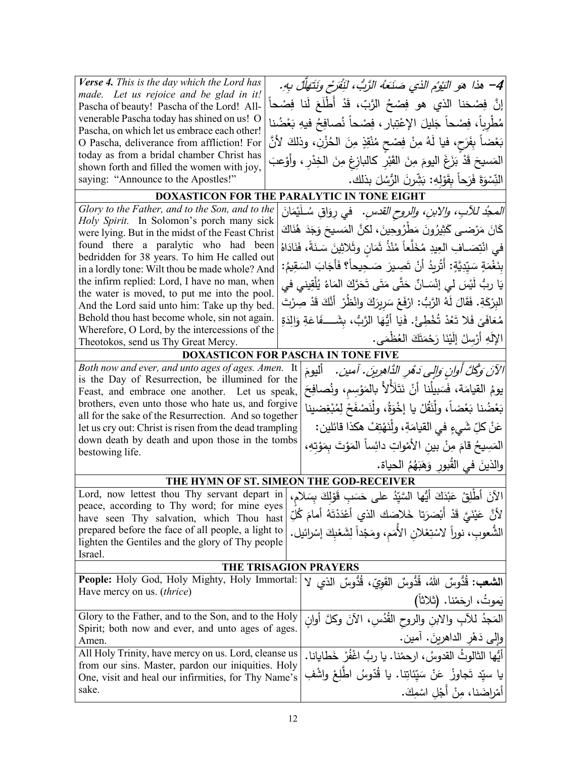| *Verse 4. This is the day which the Lord has made. Let us rejoice and be glad in it!* Pascha of beauty! Pascha of the Lord! All-venerable Pascha today has shined on us! O Pascha, on which let us embrace each other! O Pascha, deliverance from affliction! For today as from a bridal chamber Christ has shown forth and filled the women with joy, saying: "Announce to the Apostles!" | *4– هذا هوَ اليَوْمُ الذي صَنَعَهُ الرَّبُّ، لِنَفْرَحْ ونَتَهَلَّلْ بِهِ.* إنَّ فِصْحَنا الذي هو فِصْحُ الرَّبِّ، قَدْ أَطْلَعَ لَنا فِصْحاً مُطْرِباً، فِصْحاً جَليلَ الإعْتِبار، فِصْحاً نُصافِحُ فيهِ بَعْضُنا بَعْضاً بِفَرَحٍ، فيا لَهُ مِنْ فِصْحٍ مُنْقِذٍ مِنَ الحُزْنِ، وذلكَ لأنَّ المَسيحَ قَدْ بَزَغَ اليومَ مِنَ القَبْرِ كالبازِغِ مِنَ الخِدْرِ، وأَوْعَبَ النِّسْوَةَ فَرَحاً بِقَوْلِهِ: بَشِّرْنَ الرُّسُلَ بذلك. |
|---|---|

**DOXASTICON FOR THE PARALYTIC IN TONE EIGHT**

| *Glory to the Father, and to the Son, and to the Holy Spirit.* In Solomon's porch many sick were lying. But in the midst of the Feast Christ found there a paralytic who had been bedridden for 38 years. To him He called out in a lordly tone: Wilt thou be made whole? And the infirm replied: Lord, I have no man, when the water is moved, to put me into the pool. And the Lord said unto him: Take up thy bed. Behold thou hast become whole, sin not again. Wherefore, O Lord, by the intercessions of the Theotokos, send us Thy Great Mercy. | *المجدُ للآبِ، والابنِ، والروحِ القدسِ.* في رِوَاقِ سُلَيْمَانَ كَانَ مَرْضَى كَثِيرُونَ مَطْرُوحِينَ، لكنَّ المَسيحَ وَجَدَ هُنَاكَ في انْتِصَافِ العِيدِ مُخَلَّعاً مُنْذُ ثَمَانٍ وثَلاثِينَ سَنَةً، فَنَادَاهُ بِنَغْمَةٍ سَيِّدِيَّةٍ: أَتُرِيدُ أنْ تَصِيرَ صَحِيحاً؟ فَأَجَابَ السَقِيمُ: يَا ربُّ لَيْسَ لي إنْسَانٌ حَتَّى مَتَى تَحَرَّكَ المَاءُ يُلْقِيني في البِرْكَةِ. فَقَالَ لَهُ الرَّبُّ: ارْفَعْ سَرِيرَكَ وانْظُرْ أَنَّكَ قَدْ صِرْتَ مُعَافىً فَلا تَعُدْ تُخْطِئْ. فَيَا أيُّها الرَّبُّ، بِشَفَاعَةِ وَالِدَةِ الإلَهِ أَرْسِلْ إِلَيْنَا رَحْمَتَكَ العُظْمَى. |
|---|---|

**DOXASTICON FOR PASCHA IN TONE FIVE**

| *Both now and ever, and unto ages of ages. Amen.* It is the Day of Resurrection, be illumined for the Feast, and embrace one another. Let us speak, brothers, even unto those who hate us, and forgive all for the sake of the Resurrection. And so together let us cry out: Christ is risen from the dead trampling down death by death and upon those in the tombs bestowing life. | *الآنَ وَكُلَّ أَوانٍ وَإِلى دَهْرِ الدَّاهِرِينَ. آمين.* أليومَ يومُ القيامَة، فَسَبيلُنا أنْ نَتَلأْلأَ بالمَوْسِمِ، ونُصافِحَ بَعْضُنا بَعْضاً، ولْنَقُلْ يا إخْوَةُ، ولْنَصْفَحْ لِمُبْغِضينا عَنْ كلِّ شَيءٍ في القيامَةِ، ولْنَهْتِفْ هكذا قائلين: المَسيحُ قامَ مِنْ بينِ الأمْواتِ دائِساً المَوْتَ بِمَوْتِهِ، والذينَ في القُبورِ وَهَبَهُمُ الحياة. |
|---|---|

**THE HYMN OF ST. SIMEON THE GOD-RECEIVER**

| Lord, now lettest thou Thy servant depart in peace, according to Thy word; for mine eyes have seen Thy salvation, which Thou hast prepared before the face of all people, a light to lighten the Gentiles and the glory of Thy people Israel. | الآنَ أَطْلِقْ عَبْدَكَ أيُّها السَّيِّدُ على حَسَبِ قَوْلِكَ بِسَلامٍ، لأنَّ عَيْنَيَّ قَدْ أَبْصَرَتا خَلاصَكَ الذي أَعْدَدْتَهُ أمامَ كُلِّ الشُّعوبِ، نوراً لاسْتِعْلانِ الأُمَمِ، ومَجْداً لِشَعْبِكَ إسْرائيل. |
|---|---|

**THE TRISAGION PRAYERS**

| **People:** Holy God, Holy Mighty, Holy Immortal: Have mercy on us. (*thrice*) | **الشعب:** قُدُّوسٌ اللهُ، قُدُّوسٌ القَوِيّ، قُدُّوسٌ الذي لا يَموتُ، ارحَمْنا. (ثلاثاً) |
|---|---|
| Glory to the Father, and to the Son, and to the Holy Spirit; both now and ever, and unto ages of ages. Amen. | المَجدُ للآبِ والابنِ والروحِ القُدُسِ، الآنَ وكلَّ أوانٍ وإلى دَهْرِ الداهرينَ. آمين. |
| All Holy Trinity, have mercy on us. Lord, cleanse us from our sins. Master, pardon our iniquities. Holy One, visit and heal our infirmities, for Thy Name's sake. | أيُّها الثالوثُ القدوسُ، ارحمْنا. يا ربُّ اغْفُرْ خَطايانا. يا سيّد تَجاوزْ عَنْ سَيّئاتِنا. يا قُدّوسُ اطَّلِعْ واشْفِ أمْراضَنا، مِنْ أَجْلِ اسْمِكَ. |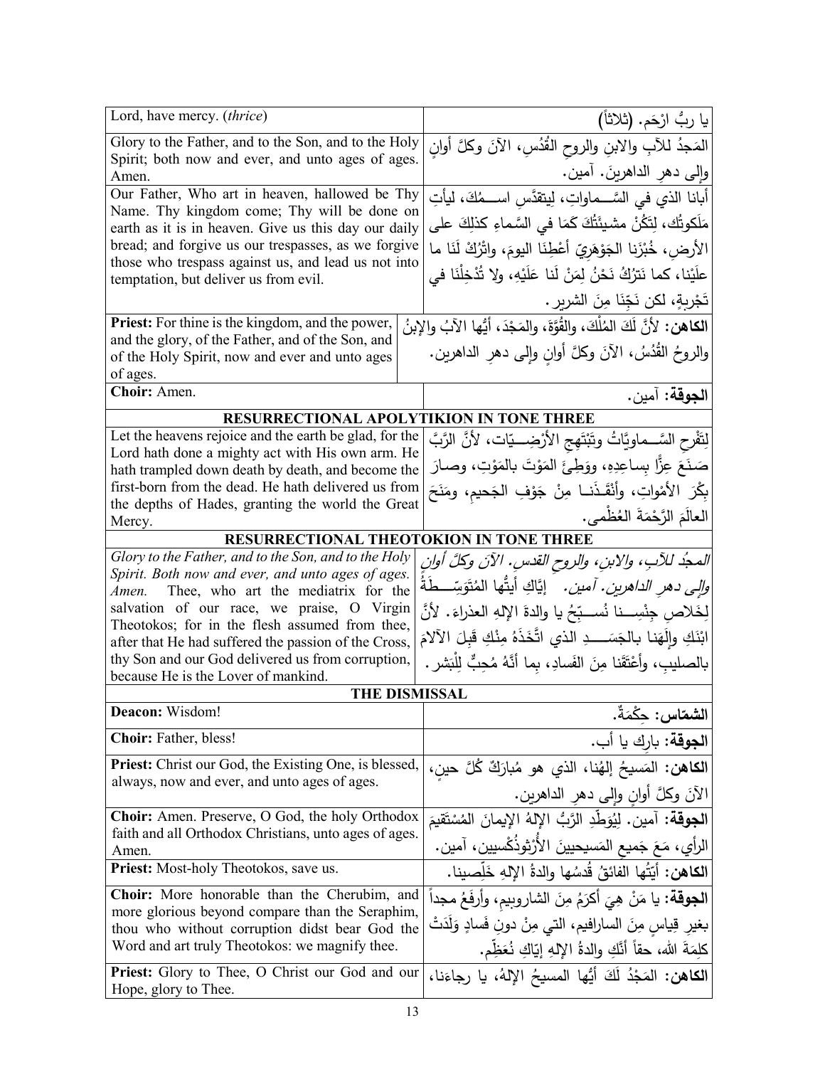| | |
|---|---|
| Lord, have mercy. (*thrice*) | يا ربُّ ارْحَم. (ثلاثاً) |
| Glory to the Father, and to the Son, and to the Holy Spirit; both now and ever, and unto ages of ages. Amen. | المَجدُ للآبِ والابنِ والروحِ القُدُسِ، الآنَ وكلَّ أوانٍ وإلى دهرِ الداهرينَ. آمين. |
| Our Father, Who art in heaven, hallowed be Thy Name. Thy kingdom come; Thy will be done on earth as it is in heaven. Give us this day our daily bread; and forgive us our trespasses, as we forgive those who trespass against us, and lead us not into temptation, but deliver us from evil. | أبانا الذي في السَّــماواتِ، لِيتقدَّس اســمُكَ، ليأتِ مَلَكوتُك، لِتَكُنْ مشيئَتُكَ كَمَا في السَّماءِ كذلِكَ على الأرضِ، خُبْزَنا الجَوْهَرِيّ أعْطِنَا اليومَ، واتْرُكْ لَنَا ما علَيْنا، كما نَترُكُ نَحْنُ لِمَنْ لَنا عَلَيْهِ، ولا تُدْخِلْنَا في تَجْرِبةٍ، لكن نَجِّنَا مِنَ الشريرِ. |
| **Priest:** For thine is the kingdom, and the power, and the glory, of the Father, and of the Son, and of the Holy Spirit, now and ever and unto ages of ages. | **الكاهن:** لأنَّ لَكَ المُلْكَ، والقُوَّةَ، والمَجْدَ، أيُّها الآبُ والإبنُ والروحُ القُدُسُ، الآنَ وكلَّ أوانٍ وإلى دهرِ الداهرين. |
| **Choir:** Amen. | **الجوقة:** آمين. |
| **RESURRECTIONAL APOLYTIKION IN TONE THREE** | |
| Let the heavens rejoice and the earth be glad, for the Lord hath done a mighty act with His own arm. He hath trampled down death by death, and become the first-born from the dead. He hath delivered us from the depths of Hades, granting the world the Great Mercy. | لِتَفْرحِ السَّــماويَّاتُ وتَبْتَهِجِ الأرْضِــيّات، لأنَّ الرَّبَّ صَنَعَ عِزًّا بِساعِدِهِ، ووَطِئَ المَوْتَ بالمَوْتِ، وصارَ بِكْرَ الأمْواتِ، وأنْقَـذَنـا مِنْ جَوْفِ الجَحيمِ، ومَنَحَ العالَمَ الرَّحْمَةَ العُظْمى. |
| **RESURRECTIONAL THEOTOKION IN TONE THREE** | |
| *Glory to the Father, and to the Son, and to the Holy Spirit. Both now and ever, and unto ages of ages. Amen.* Thee, who art the mediatrix for the salvation of our race, we praise, O Virgin Theotokos; for in the flesh assumed from thee, after that He had suffered the passion of the Cross, thy Son and our God delivered us from corruption, because He is the Lover of mankind. | *المجدُ للآبِ، والابنِ، والروحِ القدسِ. الآنَ وكلَّ أوانٍ وإلى دهرِ الداهرين. آمين.* إيَّاكِ أيتُّها المُتَوَسِّــطَةُ لِخَلاصِ جِنْسِــنا نُســبِّحُ يا والدةَ الإلهِ العذراءَ. لأنَّ ابْنَكِ وإلَهَنا بالجَسَـــدِ الذي اتَّخَذَهُ مِنْكِ قَبِلَ الآلامَ بالصليبِ، وأعْتَقَنا مِنَ الفَسادِ، بِما أنَّهُ مُحِبٌّ لِلْبَشَر. |
| **THE DISMISSAL** | |
| **Deacon:** Wisdom! | **الشمّاس:** حِكْمَةٌ. |
| **Choir:** Father, bless! | **الجوقة:** بارِك يا أب. |
| **Priest:** Christ our God, the Existing One, is blessed, always, now and ever, and unto ages of ages. | **الكاهن:** المَسيحُ إلهُنا، الذي هو مُبارَكٌ كُلَّ حينٍ، الآنَ وكلَّ أوانٍ وإلى دهرِ الداهرين. |
| **Choir:** Amen. Preserve, O God, the holy Orthodox faith and all Orthodox Christians, unto ages of ages. Amen. | **الجوقة:** آمين. لِيُوطِّدِ الرَّبُّ الإلهُ الإيمانَ المُسْتَقيمَ الرأيِ، مَعَ جَميعِ المَسيحيينَ الأُرْثوذُكْسيين، آمين. |
| **Priest:** Most-holy Theotokos, save us. | **الكاهن:** أيَّتُها الفائقُ قُدسُها والدةُ الإلهِ خَلِّصينا. |
| **Choir:** More honorable than the Cherubim, and more glorious beyond compare than the Seraphim, thou who without corruption didst bear God the Word and art truly Theotokos: we magnify thee. | **الجوقة:** يا مَنْ هِيَ أكرَمُ مِنَ الشاروبيم، وأرفَعُ مجداً بغيرِ قِياسٍ مِنَ السارافيم، التي مِنْ دونِ فَسادٍ وَلَدَتْ كلِمَةَ الله، حقاً أنَّكِ والدةُ الإلهِ إيّاكِ نُعَظِّم. |
| **Priest:** Glory to Thee, O Christ our God and our Hope, glory to Thee. | **الكاهن:** المَجْدُ لَكَ أيُّها المسيحُ الإلهُ، يا رجاءَنا، |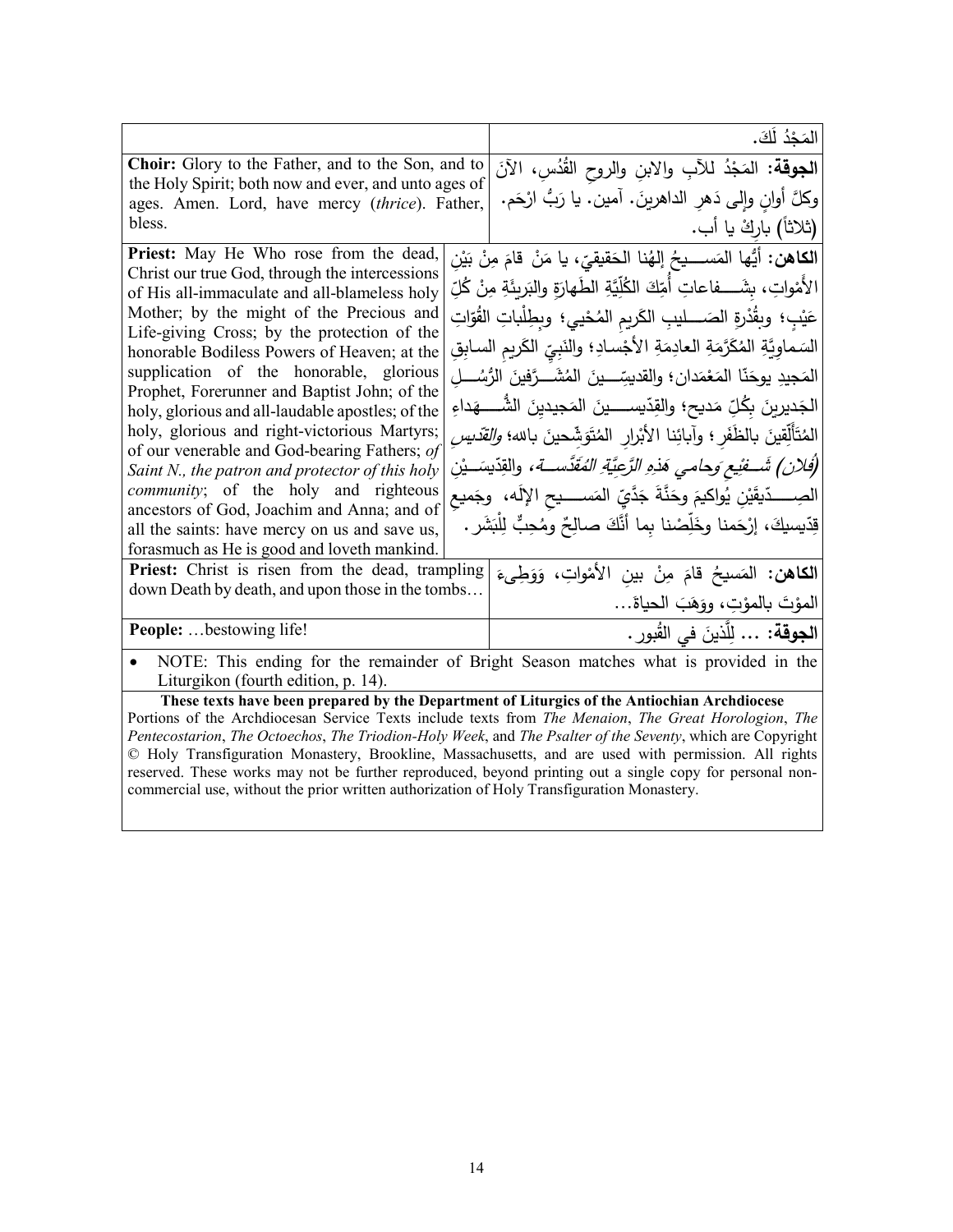| | |
|---|---|
| | المَجْدُ لَكَ. |
| **Choir:** Glory to the Father, and to the Son, and to the Holy Spirit; both now and ever, and unto ages of ages. Amen. Lord, have mercy (*thrice*). Father, bless. | **الجوقة:** المَجْدُ للآبِ والابنِ والروحِ القُدُسِ، الآنَ وكلَّ أوانٍ وإلى دَهرِ الداهرينَ. آمين. يا رَبُّ ارْحَم. (ثلاثاً) بارِكْ يا أب. |
| **Priest:** May He Who rose from the dead, Christ our true God, through the intercessions of His all-immaculate and all-blameless holy Mother; by the might of the Precious and Life-giving Cross; by the protection of the honorable Bodiless Powers of Heaven; at the supplication of the honorable, glorious Prophet, Forerunner and Baptist John; of the holy, glorious and all-laudable apostles; of the holy, glorious and right-victorious Martyrs; of our venerable and God-bearing Fathers; *of Saint N., the patron and protector of this holy community*; of the holy and righteous ancestors of God, Joachim and Anna; and of all the saints: have mercy on us and save us, forasmuch as He is good and loveth mankind. | **الكاهن:** أيُّها المَسـيحُ إلهُنا الحَقيقيّ، يا مَنْ قامَ مِنْ بَيْنِ الأَمْواتِ، بِشَـفاعاتِ أُمِّكَ الكُلِّيَّةِ الطَهارَةِ والبَرِيئَةِ مِنْ كُلِّ عَيْبٍ؛ وبِقُدْرَةِ الصَـليبِ الكَريمِ المُحْيي؛ وبِطِلْباتِ القُوّاتِ السَماوِيَّةِ المُكَرَّمَةِ العادِمَةِ الأَجْسادِ؛ والنَبِيِّ الكَريمِ السابِقِ المَجيدِ يوحَنّا المَعْمَدان؛ والقديسِّينَ المُشَـرَّفينَ الرُسُـلِ الجَديرينَ بِكُلِّ مَديحٍ؛ والقِدّيسـينَ المَجيدينَ الشُّـهَداءِ المُتَأَلِّقينَ بالظَفَرِ؛ وآبائِنا الأَبْرارِ المُتَوَشِّحينَ بالله؛ *والقدّيس (فُلان) شَـفيعِ وحامي هَذِهِ الرَّعيَّةِ المُقَدَّسَـةِ*، والقِدّيسَـيْنِ الصِـدّيقَيْنِ يُواكيمَ وحَنَّةَ جَدَّيِ المَسـيحِ الإلَه، وجَميعِ قِدّيسيكَ، إرْحَمنا وخَلِّصْنا بِما أنَّكَ صالِحٌ ومُحِبٌّ لِلْبَشَر. |
| **Priest:** Christ is risen from the dead, trampling down Death by death, and upon those in the tombs… | **الكاهن:** المَسيحُ قامَ مِنْ بينِ الأَمْواتِ، وَوَطِىءَ المَوْتَ بالمَوْتِ، ووَهَبَ الحياةَ... |
| **People:** …bestowing life! | **الجوقة:** ... لِلَّذينَ في القُبور. |

- NOTE: This ending for the remainder of Bright Season matches what is provided in the Liturgikon (fourth edition, p. 14).

**These texts have been prepared by the Department of Liturgics of the Antiochian Archdiocese**

Portions of the Archdiocesan Service Texts include texts from *The Menaion*, *The Great Horologion*, *The Pentecostarion*, *The Octoechos*, *The Triodion-Holy Week*, and *The Psalter of the Seventy*, which are Copyright © Holy Transfiguration Monastery, Brookline, Massachusetts, and are used with permission. All rights reserved. These works may not be further reproduced, beyond printing out a single copy for personal non-commercial use, without the prior written authorization of Holy Transfiguration Monastery.